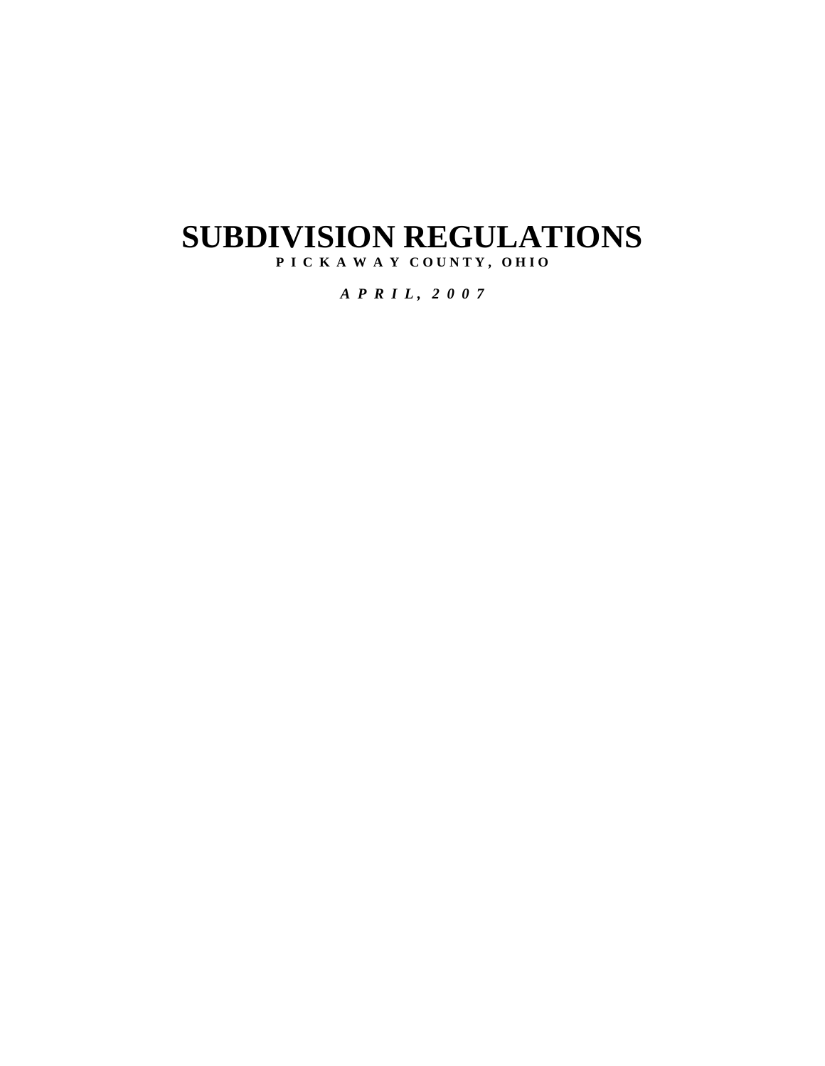# SUBDIVISION REGULATIONS

**PICKAWAY COUNTY, OHIO**

***APRIL, 2007***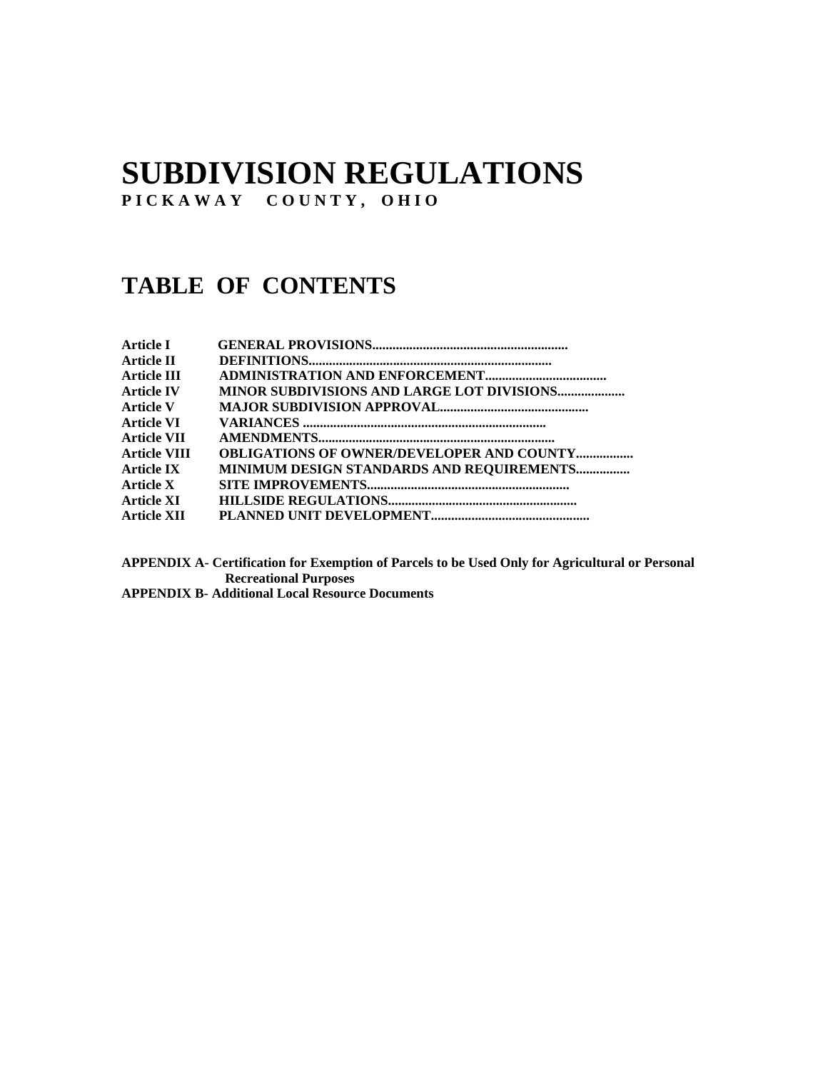# SUBDIVISION REGULATIONS

**P I C K A W A Y   C O U N T Y ,   O H I O**

## TABLE OF CONTENTS

| | |
|---|---|
| **Article I** | **GENERAL PROVISIONS.........................................................** |
| **Article II** | **DEFINITIONS.......................................................................** |
| **Article III** | **ADMINISTRATION AND ENFORCEMENT...................................** |
| **Article IV** | **MINOR SUBDIVISIONS AND LARGE LOT DIVISIONS...................** |
| **Article V** | **MAJOR SUBDIVISION APPROVAL............................................** |
| **Article VI** | **VARIANCES ........................................................................** |
| **Article VII** | **AMENDMENTS.....................................................................** |
| **Article VIII** | **OBLIGATIONS OF OWNER/DEVELOPER AND COUNTY.................** |
| **Article IX** | **MINIMUM DESIGN STANDARDS AND REQUIREMENTS................** |
| **Article X** | **SITE IMPROVEMENTS...........................................................** |
| **Article XI** | **HILLSIDE REGULATIONS.......................................................** |
| **Article XII** | **PLANNED UNIT DEVELOPMENT..............................................** |

**APPENDIX A- Certification for Exemption of Parcels to be Used Only for Agricultural or Personal Recreational Purposes**

**APPENDIX B- Additional Local Resource Documents**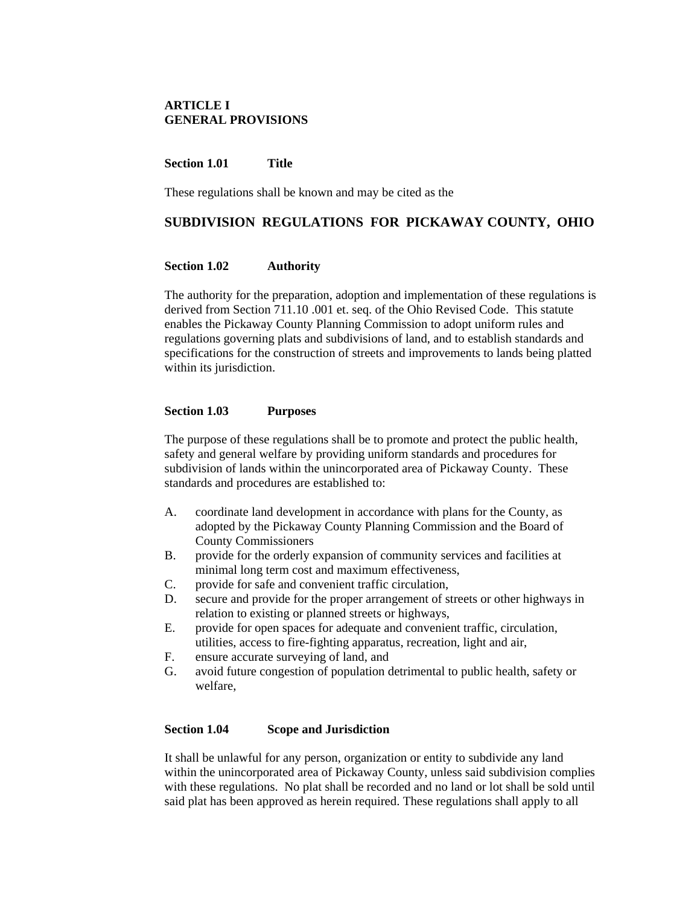# ARTICLE I
# GENERAL PROVISIONS

### Section 1.01 Title

These regulations shall be known and may be cited as the

**SUBDIVISION REGULATIONS FOR PICKAWAY COUNTY, OHIO**

### Section 1.02 Authority

The authority for the preparation, adoption and implementation of these regulations is derived from Section 711.10 .001 et. seq. of the Ohio Revised Code. This statute enables the Pickaway County Planning Commission to adopt uniform rules and regulations governing plats and subdivisions of land, and to establish standards and specifications for the construction of streets and improvements to lands being platted within its jurisdiction.

### Section 1.03 Purposes

The purpose of these regulations shall be to promote and protect the public health, safety and general welfare by providing uniform standards and procedures for subdivision of lands within the unincorporated area of Pickaway County. These standards and procedures are established to:

A. coordinate land development in accordance with plans for the County, as adopted by the Pickaway County Planning Commission and the Board of County Commissioners
B. provide for the orderly expansion of community services and facilities at minimal long term cost and maximum effectiveness,
C. provide for safe and convenient traffic circulation,
D. secure and provide for the proper arrangement of streets or other highways in relation to existing or planned streets or highways,
E. provide for open spaces for adequate and convenient traffic, circulation, utilities, access to fire-fighting apparatus, recreation, light and air,
F. ensure accurate surveying of land, and
G. avoid future congestion of population detrimental to public health, safety or welfare,

### Section 1.04 Scope and Jurisdiction

It shall be unlawful for any person, organization or entity to subdivide any land within the unincorporated area of Pickaway County, unless said subdivision complies with these regulations. No plat shall be recorded and no land or lot shall be sold until said plat has been approved as herein required. These regulations shall apply to all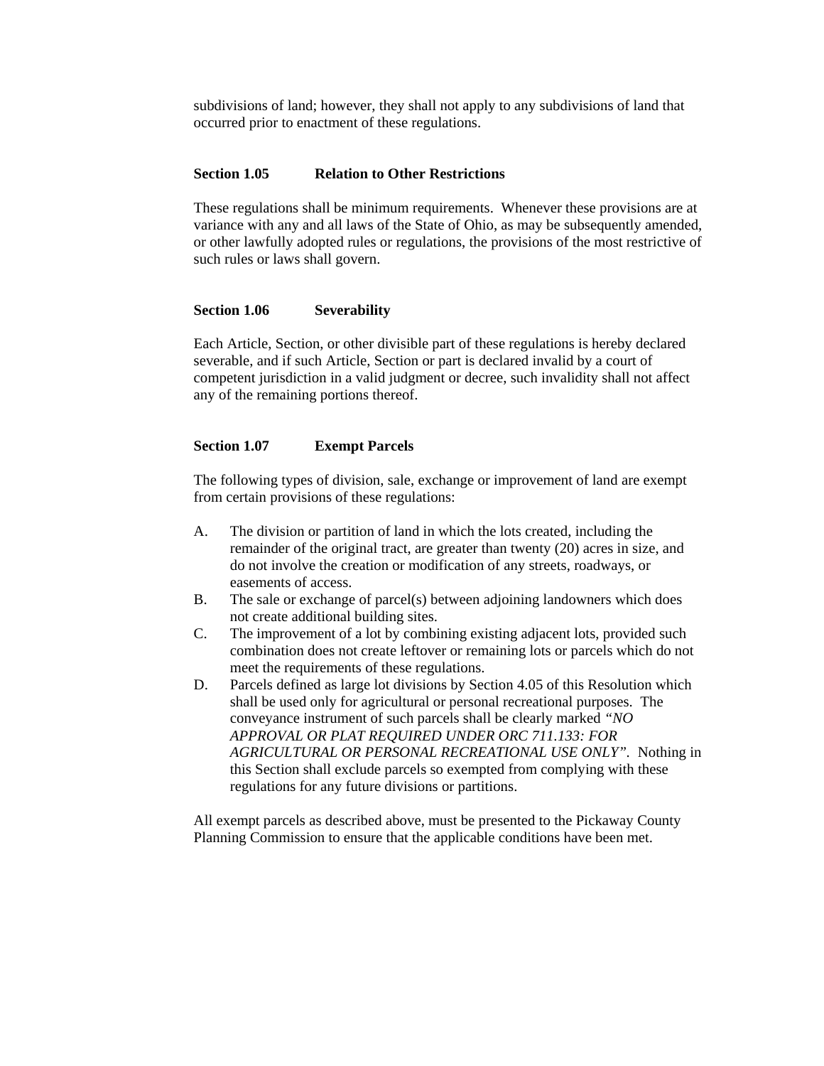subdivisions of land; however, they shall not apply to any subdivisions of land that occurred prior to enactment of these regulations.

### Section 1.05 Relation to Other Restrictions

These regulations shall be minimum requirements. Whenever these provisions are at variance with any and all laws of the State of Ohio, as may be subsequently amended, or other lawfully adopted rules or regulations, the provisions of the most restrictive of such rules or laws shall govern.

### Section 1.06 Severability

Each Article, Section, or other divisible part of these regulations is hereby declared severable, and if such Article, Section or part is declared invalid by a court of competent jurisdiction in a valid judgment or decree, such invalidity shall not affect any of the remaining portions thereof.

### Section 1.07 Exempt Parcels

The following types of division, sale, exchange or improvement of land are exempt from certain provisions of these regulations:

A. The division or partition of land in which the lots created, including the remainder of the original tract, are greater than twenty (20) acres in size, and do not involve the creation or modification of any streets, roadways, or easements of access.
B. The sale or exchange of parcel(s) between adjoining landowners which does not create additional building sites.
C. The improvement of a lot by combining existing adjacent lots, provided such combination does not create leftover or remaining lots or parcels which do not meet the requirements of these regulations.
D. Parcels defined as large lot divisions by Section 4.05 of this Resolution which shall be used only for agricultural or personal recreational purposes. The conveyance instrument of such parcels shall be clearly marked *"NO APPROVAL OR PLAT REQUIRED UNDER ORC 711.133: FOR AGRICULTURAL OR PERSONAL RECREATIONAL USE ONLY"*. Nothing in this Section shall exclude parcels so exempted from complying with these regulations for any future divisions or partitions.

All exempt parcels as described above, must be presented to the Pickaway County Planning Commission to ensure that the applicable conditions have been met.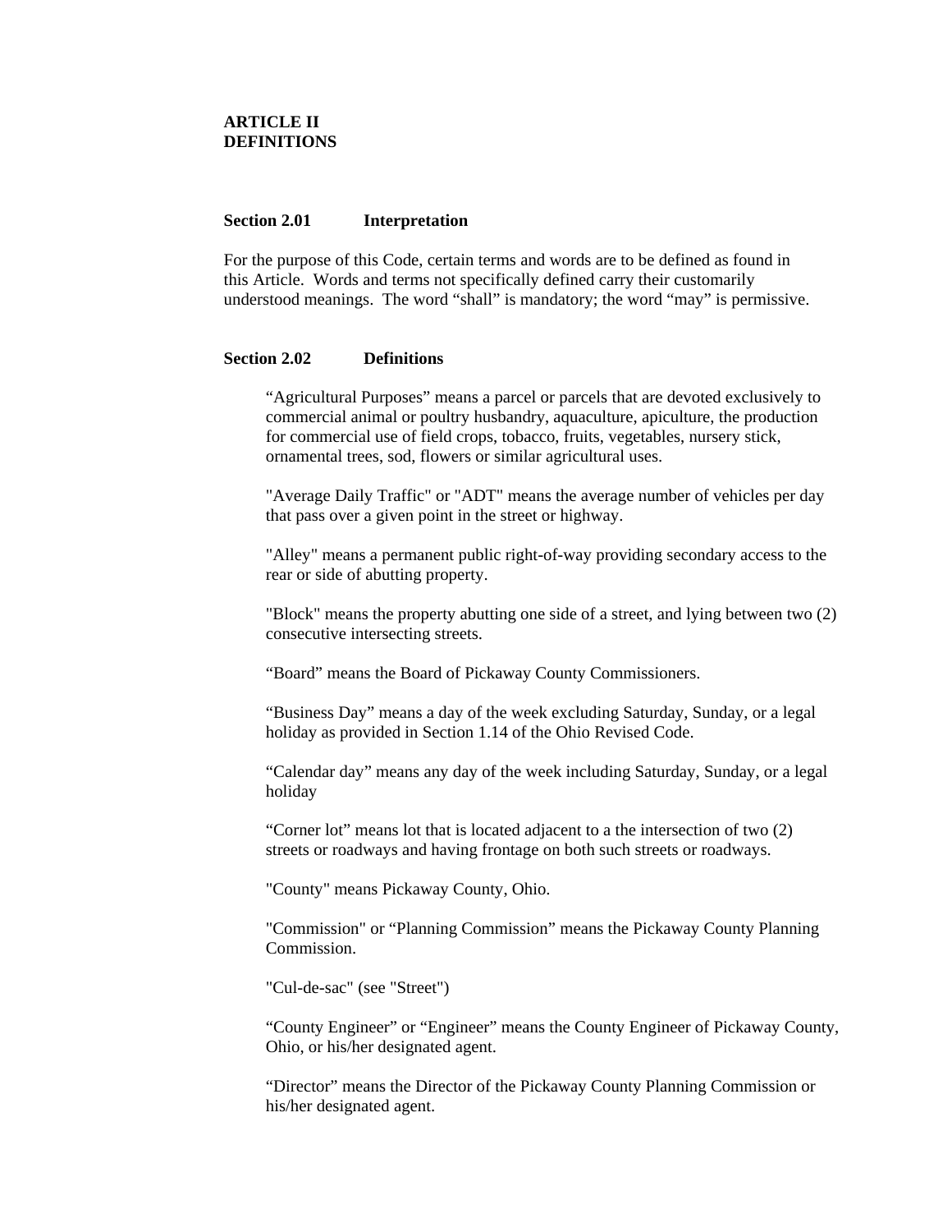# ARTICLE II
# DEFINITIONS

## Section 2.01 Interpretation

For the purpose of this Code, certain terms and words are to be defined as found in this Article. Words and terms not specifically defined carry their customarily understood meanings. The word "shall" is mandatory; the word "may" is permissive.

## Section 2.02 Definitions

"Agricultural Purposes" means a parcel or parcels that are devoted exclusively to commercial animal or poultry husbandry, aquaculture, apiculture, the production for commercial use of field crops, tobacco, fruits, vegetables, nursery stick, ornamental trees, sod, flowers or similar agricultural uses.

"Average Daily Traffic" or "ADT" means the average number of vehicles per day that pass over a given point in the street or highway.

"Alley" means a permanent public right-of-way providing secondary access to the rear or side of abutting property.

"Block" means the property abutting one side of a street, and lying between two (2) consecutive intersecting streets.

"Board" means the Board of Pickaway County Commissioners.

"Business Day" means a day of the week excluding Saturday, Sunday, or a legal holiday as provided in Section 1.14 of the Ohio Revised Code.

"Calendar day" means any day of the week including Saturday, Sunday, or a legal holiday

"Corner lot" means lot that is located adjacent to a the intersection of two (2) streets or roadways and having frontage on both such streets or roadways.

"County" means Pickaway County, Ohio.

"Commission" or "Planning Commission" means the Pickaway County Planning Commission.

"Cul-de-sac" (see "Street")

"County Engineer" or "Engineer" means the County Engineer of Pickaway County, Ohio, or his/her designated agent.

"Director" means the Director of the Pickaway County Planning Commission or his/her designated agent.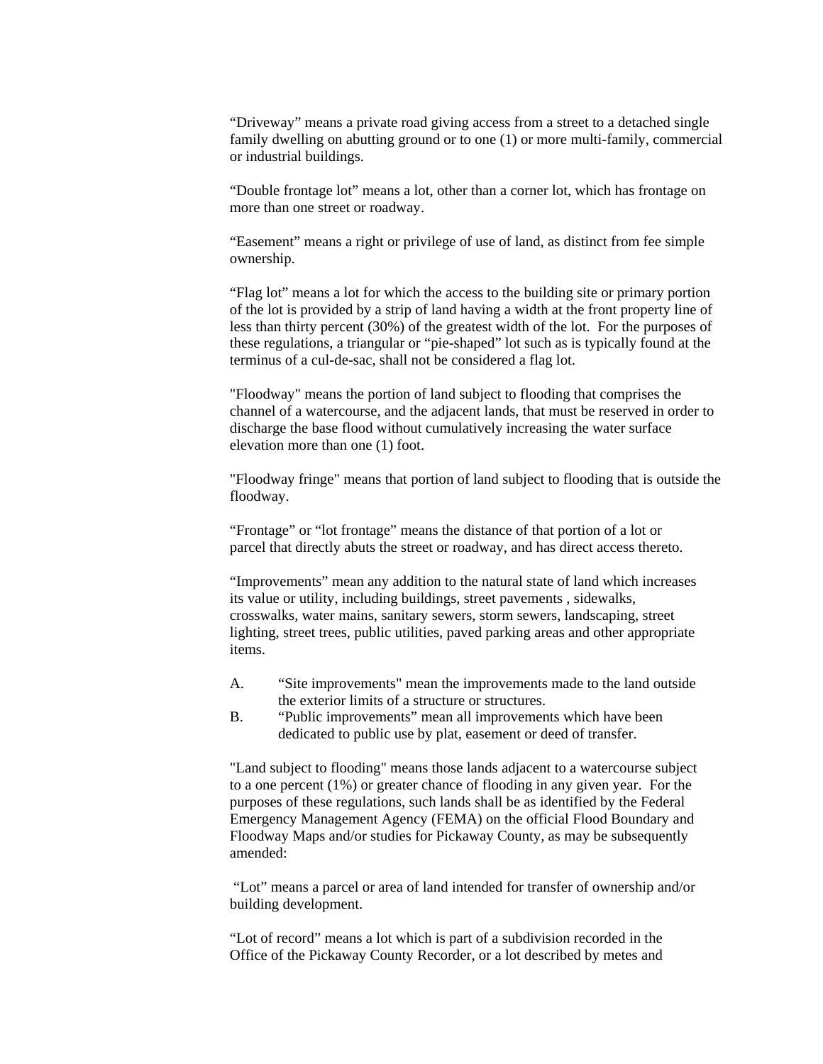“Driveway” means a private road giving access from a street to a detached single family dwelling on abutting ground or to one (1) or more multi-family, commercial or industrial buildings.

“Double frontage lot” means a lot, other than a corner lot, which has frontage on more than one street or roadway.

“Easement” means a right or privilege of use of land, as distinct from fee simple ownership.

“Flag lot” means a lot for which the access to the building site or primary portion of the lot is provided by a strip of land having a width at the front property line of less than thirty percent (30%) of the greatest width of the lot. For the purposes of these regulations, a triangular or “pie-shaped” lot such as is typically found at the terminus of a cul-de-sac, shall not be considered a flag lot.

"Floodway" means the portion of land subject to flooding that comprises the channel of a watercourse, and the adjacent lands, that must be reserved in order to discharge the base flood without cumulatively increasing the water surface elevation more than one (1) foot.

"Floodway fringe" means that portion of land subject to flooding that is outside the floodway.

“Frontage” or “lot frontage” means the distance of that portion of a lot or parcel that directly abuts the street or roadway, and has direct access thereto.

“Improvements” mean any addition to the natural state of land which increases its value or utility, including buildings, street pavements , sidewalks, crosswalks, water mains, sanitary sewers, storm sewers, landscaping, street lighting, street trees, public utilities, paved parking areas and other appropriate items.

A. “Site improvements" mean the improvements made to the land outside the exterior limits of a structure or structures.
B. “Public improvements” mean all improvements which have been dedicated to public use by plat, easement or deed of transfer.

"Land subject to flooding" means those lands adjacent to a watercourse subject to a one percent (1%) or greater chance of flooding in any given year. For the purposes of these regulations, such lands shall be as identified by the Federal Emergency Management Agency (FEMA) on the official Flood Boundary and Floodway Maps and/or studies for Pickaway County, as may be subsequently amended:

“Lot” means a parcel or area of land intended for transfer of ownership and/or building development.

“Lot of record” means a lot which is part of a subdivision recorded in the Office of the Pickaway County Recorder, or a lot described by metes and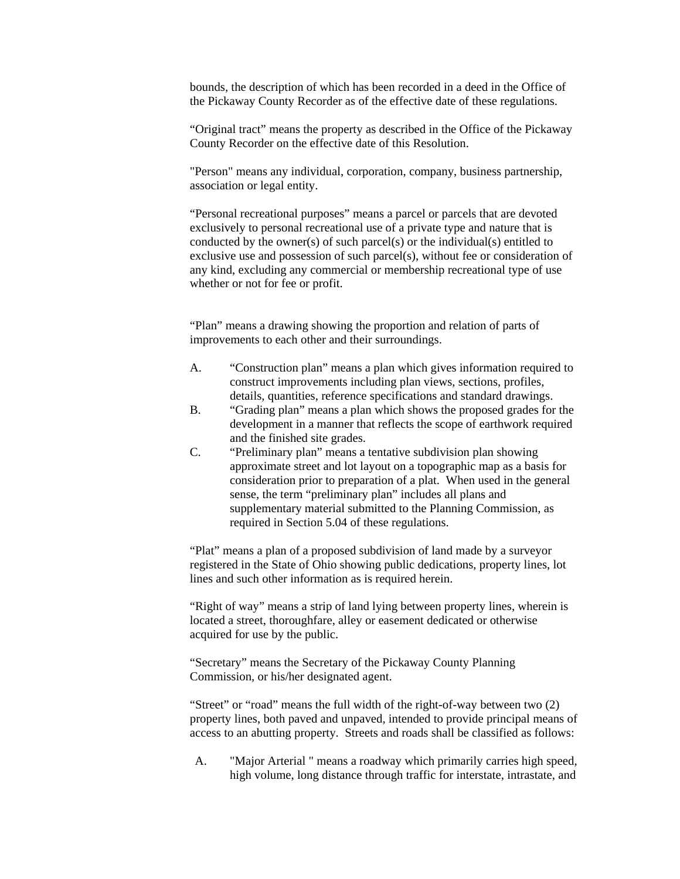bounds, the description of which has been recorded in a deed in the Office of the Pickaway County Recorder as of the effective date of these regulations.

“Original tract” means the property as described in the Office of the Pickaway County Recorder on the effective date of this Resolution.

"Person" means any individual, corporation, company, business partnership, association or legal entity.

“Personal recreational purposes” means a parcel or parcels that are devoted exclusively to personal recreational use of a private type and nature that is conducted by the owner(s) of such parcel(s) or the individual(s) entitled to exclusive use and possession of such parcel(s), without fee or consideration of any kind, excluding any commercial or membership recreational type of use whether or not for fee or profit.

“Plan” means a drawing showing the proportion and relation of parts of improvements to each other and their surroundings.

A. “Construction plan” means a plan which gives information required to construct improvements including plan views, sections, profiles, details, quantities, reference specifications and standard drawings.
B. “Grading plan” means a plan which shows the proposed grades for the development in a manner that reflects the scope of earthwork required and the finished site grades.
C. “Preliminary plan” means a tentative subdivision plan showing approximate street and lot layout on a topographic map as a basis for consideration prior to preparation of a plat. When used in the general sense, the term “preliminary plan” includes all plans and supplementary material submitted to the Planning Commission, as required in Section 5.04 of these regulations.

“Plat” means a plan of a proposed subdivision of land made by a surveyor registered in the State of Ohio showing public dedications, property lines, lot lines and such other information as is required herein.

“Right of way” means a strip of land lying between property lines, wherein is located a street, thoroughfare, alley or easement dedicated or otherwise acquired for use by the public.

“Secretary” means the Secretary of the Pickaway County Planning Commission, or his/her designated agent.

“Street” or “road” means the full width of the right-of-way between two (2) property lines, both paved and unpaved, intended to provide principal means of access to an abutting property. Streets and roads shall be classified as follows:

A. "Major Arterial " means a roadway which primarily carries high speed, high volume, long distance through traffic for interstate, intrastate, and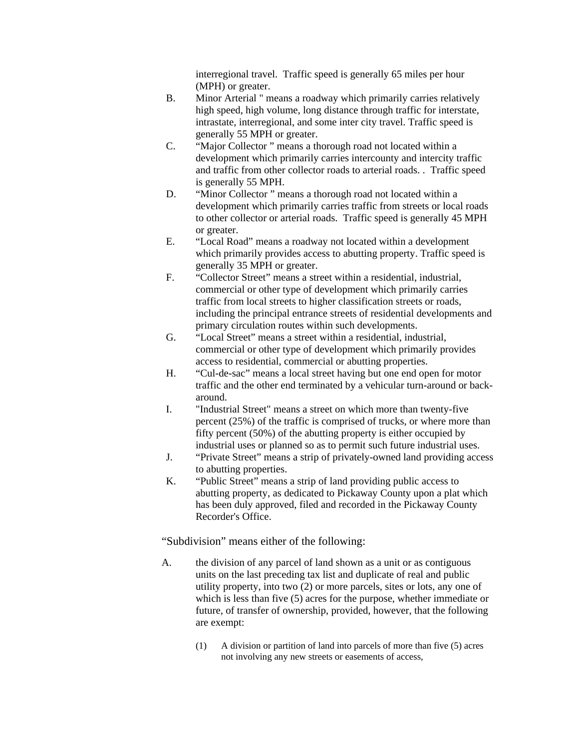interregional travel.  Traffic speed is generally 65 miles per hour (MPH) or greater.

B. Minor Arterial " means a roadway which primarily carries relatively high speed, high volume, long distance through traffic for interstate, intrastate, interregional, and some inter city travel. Traffic speed is generally 55 MPH or greater.

C. "Major Collector " means a thorough road not located within a development which primarily carries intercounty and intercity traffic and traffic from other collector roads to arterial roads. .  Traffic speed is generally 55 MPH.

D. "Minor Collector " means a thorough road not located within a development which primarily carries traffic from streets or local roads to other collector or arterial roads.  Traffic speed is generally 45 MPH or greater.

E. "Local Road" means a roadway not located within a development which primarily provides access to abutting property. Traffic speed is generally 35 MPH or greater.

F. "Collector Street" means a street within a residential, industrial, commercial or other type of development which primarily carries traffic from local streets to higher classification streets or roads, including the principal entrance streets of residential developments and primary circulation routes within such developments.

G. "Local Street" means a street within a residential, industrial, commercial or other type of development which primarily provides access to residential, commercial or abutting properties.

H. "Cul-de-sac" means a local street having but one end open for motor traffic and the other end terminated by a vehicular turn-around or back-around.

I. "Industrial Street" means a street on which more than twenty-five percent (25%) of the traffic is comprised of trucks, or where more than fifty percent (50%) of the abutting property is either occupied by industrial uses or planned so as to permit such future industrial uses.

J. "Private Street" means a strip of privately-owned land providing access to abutting properties.

K. "Public Street" means a strip of land providing public access to abutting property, as dedicated to Pickaway County upon a plat which has been duly approved, filed and recorded in the Pickaway County Recorder's Office.

"Subdivision" means either of the following:

A. the division of any parcel of land shown as a unit or as contiguous units on the last preceding tax list and duplicate of real and public utility property, into two (2) or more parcels, sites or lots, any one of which is less than five (5) acres for the purpose, whether immediate or future, of transfer of ownership, provided, however, that the following are exempt:

   (1) A division or partition of land into parcels of more than five (5) acres not involving any new streets or easements of access,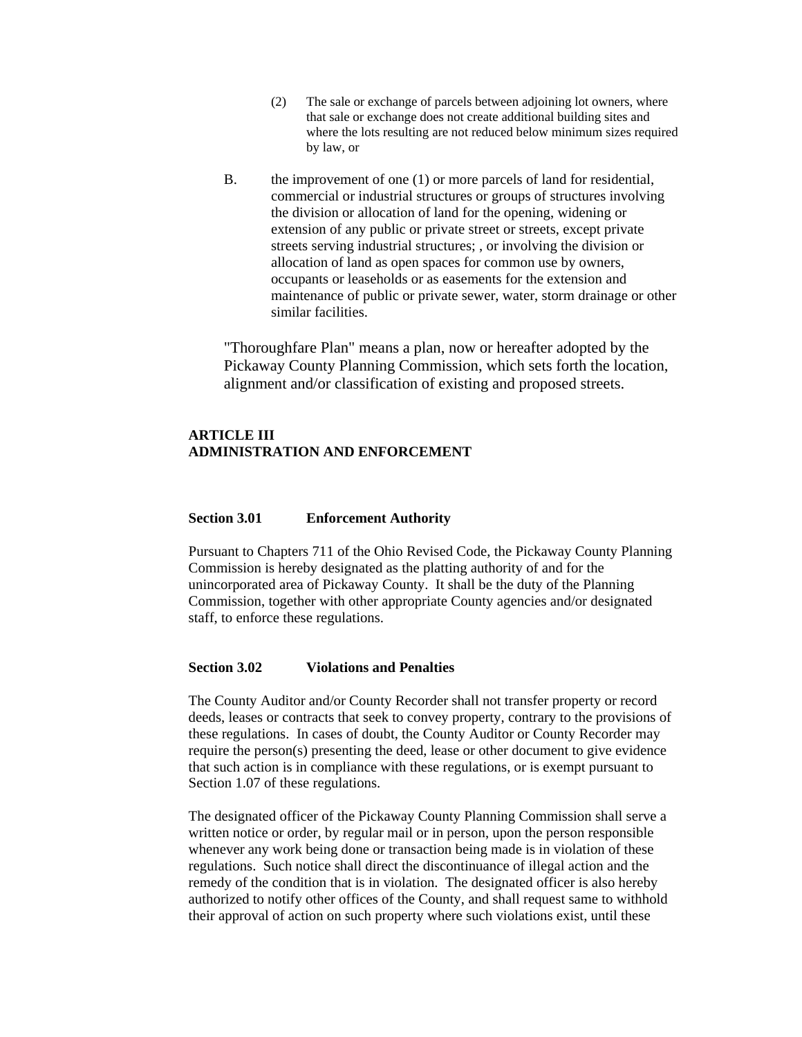(2) The sale or exchange of parcels between adjoining lot owners, where that sale or exchange does not create additional building sites and where the lots resulting are not reduced below minimum sizes required by law, or

B. the improvement of one (1) or more parcels of land for residential, commercial or industrial structures or groups of structures involving the division or allocation of land for the opening, widening or extension of any public or private street or streets, except private streets serving industrial structures; , or involving the division or allocation of land as open spaces for common use by owners, occupants or leaseholds or as easements for the extension and maintenance of public or private sewer, water, storm drainage or other similar facilities.

"Thoroughfare Plan" means a plan, now or hereafter adopted by the Pickaway County Planning Commission, which sets forth the location, alignment and/or classification of existing and proposed streets.

## ARTICLE III
## ADMINISTRATION AND ENFORCEMENT

### Section 3.01 Enforcement Authority

Pursuant to Chapters 711 of the Ohio Revised Code, the Pickaway County Planning Commission is hereby designated as the platting authority of and for the unincorporated area of Pickaway County. It shall be the duty of the Planning Commission, together with other appropriate County agencies and/or designated staff, to enforce these regulations.

### Section 3.02 Violations and Penalties

The County Auditor and/or County Recorder shall not transfer property or record deeds, leases or contracts that seek to convey property, contrary to the provisions of these regulations. In cases of doubt, the County Auditor or County Recorder may require the person(s) presenting the deed, lease or other document to give evidence that such action is in compliance with these regulations, or is exempt pursuant to Section 1.07 of these regulations.

The designated officer of the Pickaway County Planning Commission shall serve a written notice or order, by regular mail or in person, upon the person responsible whenever any work being done or transaction being made is in violation of these regulations. Such notice shall direct the discontinuance of illegal action and the remedy of the condition that is in violation. The designated officer is also hereby authorized to notify other offices of the County, and shall request same to withhold their approval of action on such property where such violations exist, until these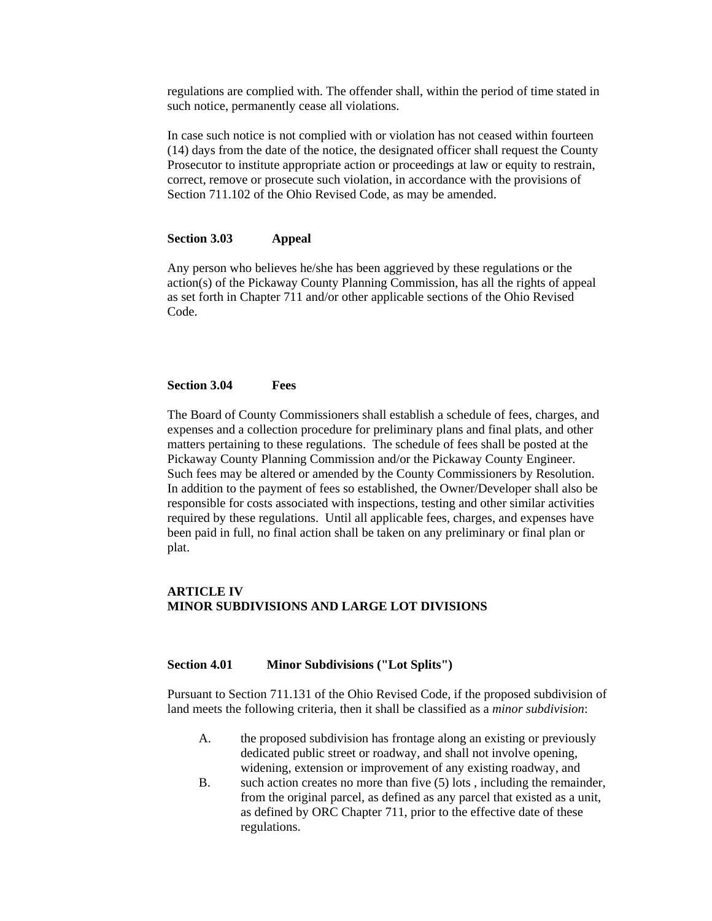regulations are complied with. The offender shall, within the period of time stated in such notice, permanently cease all violations.

In case such notice is not complied with or violation has not ceased within fourteen (14) days from the date of the notice, the designated officer shall request the County Prosecutor to institute appropriate action or proceedings at law or equity to restrain, correct, remove or prosecute such violation, in accordance with the provisions of Section 711.102 of the Ohio Revised Code, as may be amended.

### Section 3.03 Appeal

Any person who believes he/she has been aggrieved by these regulations or the action(s) of the Pickaway County Planning Commission, has all the rights of appeal as set forth in Chapter 711 and/or other applicable sections of the Ohio Revised Code.

### Section 3.04 Fees

The Board of County Commissioners shall establish a schedule of fees, charges, and expenses and a collection procedure for preliminary plans and final plats, and other matters pertaining to these regulations. The schedule of fees shall be posted at the Pickaway County Planning Commission and/or the Pickaway County Engineer. Such fees may be altered or amended by the County Commissioners by Resolution. In addition to the payment of fees so established, the Owner/Developer shall also be responsible for costs associated with inspections, testing and other similar activities required by these regulations. Until all applicable fees, charges, and expenses have been paid in full, no final action shall be taken on any preliminary or final plan or plat.

## ARTICLE IV
## MINOR SUBDIVISIONS AND LARGE LOT DIVISIONS

### Section 4.01 Minor Subdivisions ("Lot Splits")

Pursuant to Section 711.131 of the Ohio Revised Code, if the proposed subdivision of land meets the following criteria, then it shall be classified as a *minor subdivision*:

A. the proposed subdivision has frontage along an existing or previously dedicated public street or roadway, and shall not involve opening, widening, extension or improvement of any existing roadway, and

B. such action creates no more than five (5) lots , including the remainder, from the original parcel, as defined as any parcel that existed as a unit, as defined by ORC Chapter 711, prior to the effective date of these regulations.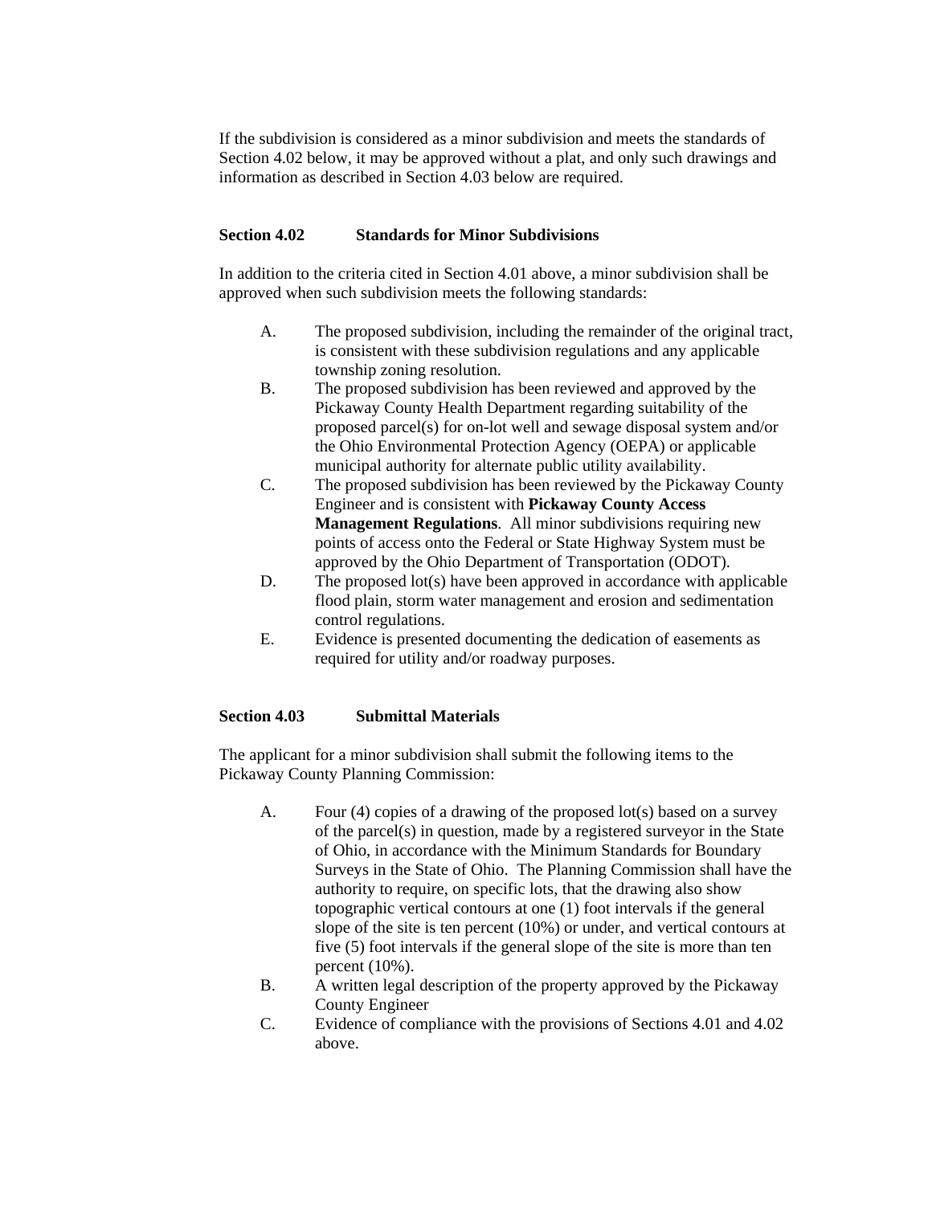If the subdivision is considered as a minor subdivision and meets the standards of Section 4.02 below, it may be approved without a plat, and only such drawings and information as described in Section 4.03 below are required.

### Section 4.02 Standards for Minor Subdivisions

In addition to the criteria cited in Section 4.01 above, a minor subdivision shall be approved when such subdivision meets the following standards:

A. The proposed subdivision, including the remainder of the original tract, is consistent with these subdivision regulations and any applicable township zoning resolution.

B. The proposed subdivision has been reviewed and approved by the Pickaway County Health Department regarding suitability of the proposed parcel(s) for on-lot well and sewage disposal system and/or the Ohio Environmental Protection Agency (OEPA) or applicable municipal authority for alternate public utility availability.

C. The proposed subdivision has been reviewed by the Pickaway County Engineer and is consistent with **Pickaway County Access Management Regulations**. All minor subdivisions requiring new points of access onto the Federal or State Highway System must be approved by the Ohio Department of Transportation (ODOT).

D. The proposed lot(s) have been approved in accordance with applicable flood plain, storm water management and erosion and sedimentation control regulations.

E. Evidence is presented documenting the dedication of easements as required for utility and/or roadway purposes.

### Section 4.03 Submittal Materials

The applicant for a minor subdivision shall submit the following items to the Pickaway County Planning Commission:

A. Four (4) copies of a drawing of the proposed lot(s) based on a survey of the parcel(s) in question, made by a registered surveyor in the State of Ohio, in accordance with the Minimum Standards for Boundary Surveys in the State of Ohio. The Planning Commission shall have the authority to require, on specific lots, that the drawing also show topographic vertical contours at one (1) foot intervals if the general slope of the site is ten percent (10%) or under, and vertical contours at five (5) foot intervals if the general slope of the site is more than ten percent (10%).

B. A written legal description of the property approved by the Pickaway County Engineer

C. Evidence of compliance with the provisions of Sections 4.01 and 4.02 above.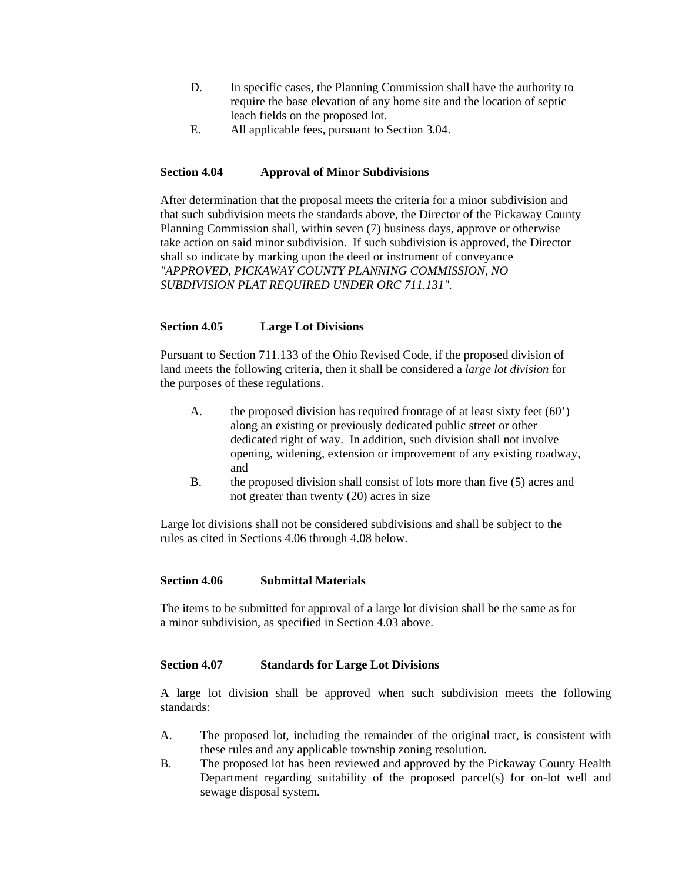D. In specific cases, the Planning Commission shall have the authority to require the base elevation of any home site and the location of septic leach fields on the proposed lot.

E. All applicable fees, pursuant to Section 3.04.

### Section 4.04 Approval of Minor Subdivisions

After determination that the proposal meets the criteria for a minor subdivision and that such subdivision meets the standards above, the Director of the Pickaway County Planning Commission shall, within seven (7) business days, approve or otherwise take action on said minor subdivision. If such subdivision is approved, the Director shall so indicate by marking upon the deed or instrument of conveyance *"APPROVED, PICKAWAY COUNTY PLANNING COMMISSION, NO SUBDIVISION PLAT REQUIRED UNDER ORC 711.131"*.

### Section 4.05 Large Lot Divisions

Pursuant to Section 711.133 of the Ohio Revised Code, if the proposed division of land meets the following criteria, then it shall be considered a *large lot division* for the purposes of these regulations.

A. the proposed division has required frontage of at least sixty feet (60') along an existing or previously dedicated public street or other dedicated right of way. In addition, such division shall not involve opening, widening, extension or improvement of any existing roadway, and

B. the proposed division shall consist of lots more than five (5) acres and not greater than twenty (20) acres in size

Large lot divisions shall not be considered subdivisions and shall be subject to the rules as cited in Sections 4.06 through 4.08 below.

### Section 4.06 Submittal Materials

The items to be submitted for approval of a large lot division shall be the same as for a minor subdivision, as specified in Section 4.03 above.

### Section 4.07 Standards for Large Lot Divisions

A large lot division shall be approved when such subdivision meets the following standards:

A. The proposed lot, including the remainder of the original tract, is consistent with these rules and any applicable township zoning resolution.

B. The proposed lot has been reviewed and approved by the Pickaway County Health Department regarding suitability of the proposed parcel(s) for on-lot well and sewage disposal system.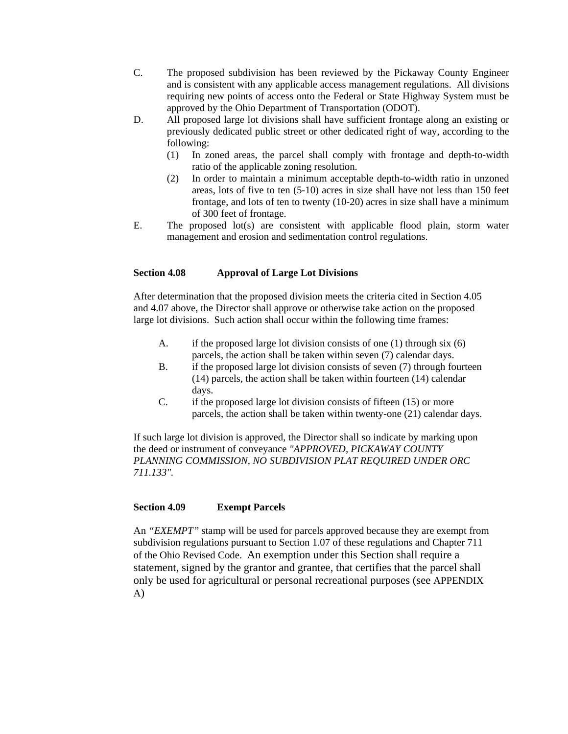C. The proposed subdivision has been reviewed by the Pickaway County Engineer and is consistent with any applicable access management regulations. All divisions requiring new points of access onto the Federal or State Highway System must be approved by the Ohio Department of Transportation (ODOT).

D. All proposed large lot divisions shall have sufficient frontage along an existing or previously dedicated public street or other dedicated right of way, according to the following:

   (1) In zoned areas, the parcel shall comply with frontage and depth-to-width ratio of the applicable zoning resolution.

   (2) In order to maintain a minimum acceptable depth-to-width ratio in unzoned areas, lots of five to ten (5-10) acres in size shall have not less than 150 feet frontage, and lots of ten to twenty (10-20) acres in size shall have a minimum of 300 feet of frontage.

E. The proposed lot(s) are consistent with applicable flood plain, storm water management and erosion and sedimentation control regulations.

## Section 4.08 Approval of Large Lot Divisions

After determination that the proposed division meets the criteria cited in Section 4.05 and 4.07 above, the Director shall approve or otherwise take action on the proposed large lot divisions. Such action shall occur within the following time frames:

A. if the proposed large lot division consists of one (1) through six (6) parcels, the action shall be taken within seven (7) calendar days.

B. if the proposed large lot division consists of seven (7) through fourteen (14) parcels, the action shall be taken within fourteen (14) calendar days.

C. if the proposed large lot division consists of fifteen (15) or more parcels, the action shall be taken within twenty-one (21) calendar days.

If such large lot division is approved, the Director shall so indicate by marking upon the deed or instrument of conveyance *"APPROVED, PICKAWAY COUNTY PLANNING COMMISSION, NO SUBDIVISION PLAT REQUIRED UNDER ORC 711.133"*.

## Section 4.09 Exempt Parcels

An *"EXEMPT"* stamp will be used for parcels approved because they are exempt from subdivision regulations pursuant to Section 1.07 of these regulations and Chapter 711 of the Ohio Revised Code. An exemption under this Section shall require a statement, signed by the grantor and grantee, that certifies that the parcel shall only be used for agricultural or personal recreational purposes (see APPENDIX A)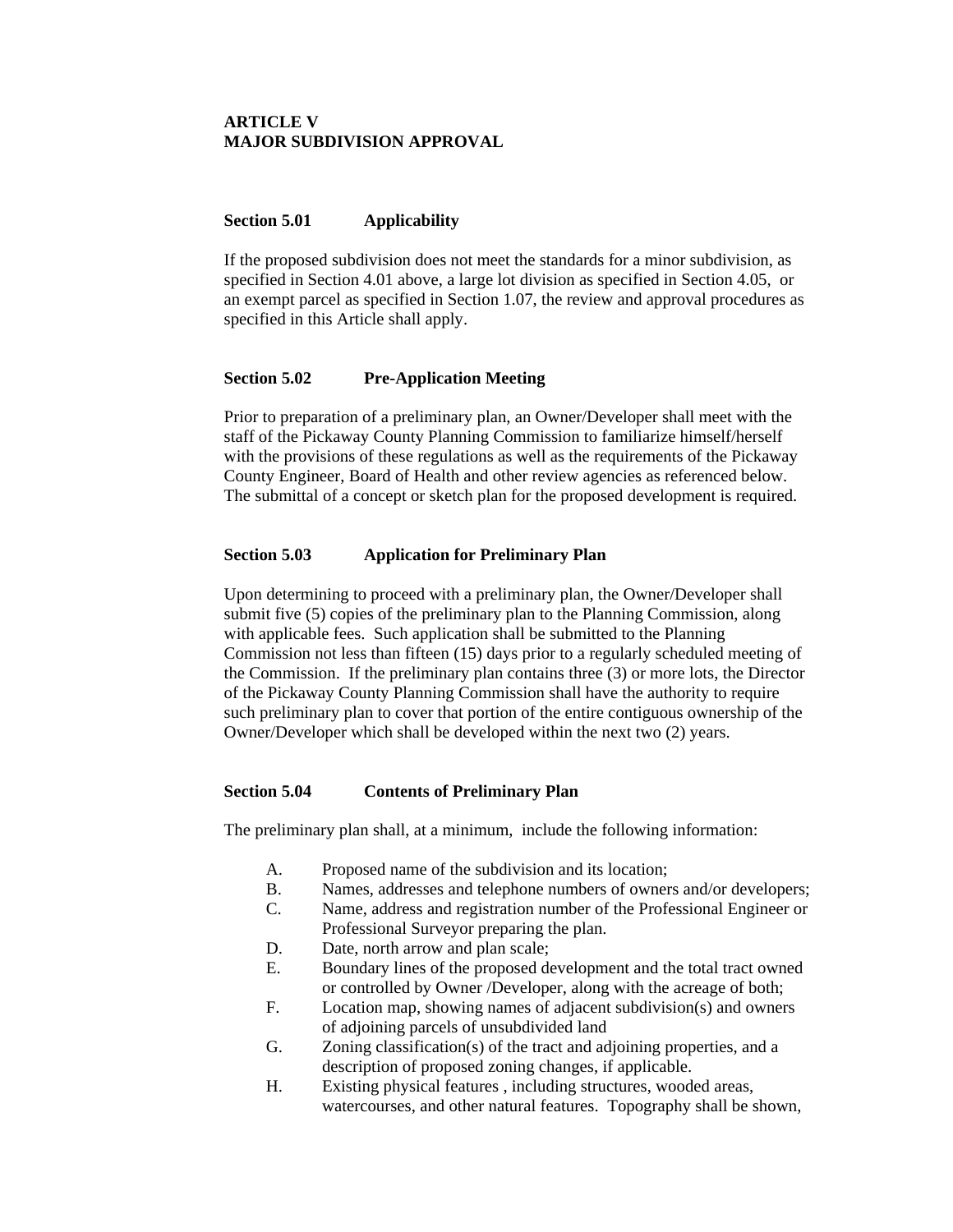# ARTICLE V
# MAJOR SUBDIVISION APPROVAL

## Section 5.01 Applicability

If the proposed subdivision does not meet the standards for a minor subdivision, as specified in Section 4.01 above, a large lot division as specified in Section 4.05, or an exempt parcel as specified in Section 1.07, the review and approval procedures as specified in this Article shall apply.

## Section 5.02 Pre-Application Meeting

Prior to preparation of a preliminary plan, an Owner/Developer shall meet with the staff of the Pickaway County Planning Commission to familiarize himself/herself with the provisions of these regulations as well as the requirements of the Pickaway County Engineer, Board of Health and other review agencies as referenced below. The submittal of a concept or sketch plan for the proposed development is required.

## Section 5.03 Application for Preliminary Plan

Upon determining to proceed with a preliminary plan, the Owner/Developer shall submit five (5) copies of the preliminary plan to the Planning Commission, along with applicable fees. Such application shall be submitted to the Planning Commission not less than fifteen (15) days prior to a regularly scheduled meeting of the Commission. If the preliminary plan contains three (3) or more lots, the Director of the Pickaway County Planning Commission shall have the authority to require such preliminary plan to cover that portion of the entire contiguous ownership of the Owner/Developer which shall be developed within the next two (2) years.

## Section 5.04 Contents of Preliminary Plan

The preliminary plan shall, at a minimum, include the following information:

A. Proposed name of the subdivision and its location;
B. Names, addresses and telephone numbers of owners and/or developers;
C. Name, address and registration number of the Professional Engineer or Professional Surveyor preparing the plan.
D. Date, north arrow and plan scale;
E. Boundary lines of the proposed development and the total tract owned or controlled by Owner /Developer, along with the acreage of both;
F. Location map, showing names of adjacent subdivision(s) and owners of adjoining parcels of unsubdivided land
G. Zoning classification(s) of the tract and adjoining properties, and a description of proposed zoning changes, if applicable.
H. Existing physical features , including structures, wooded areas, watercourses, and other natural features. Topography shall be shown,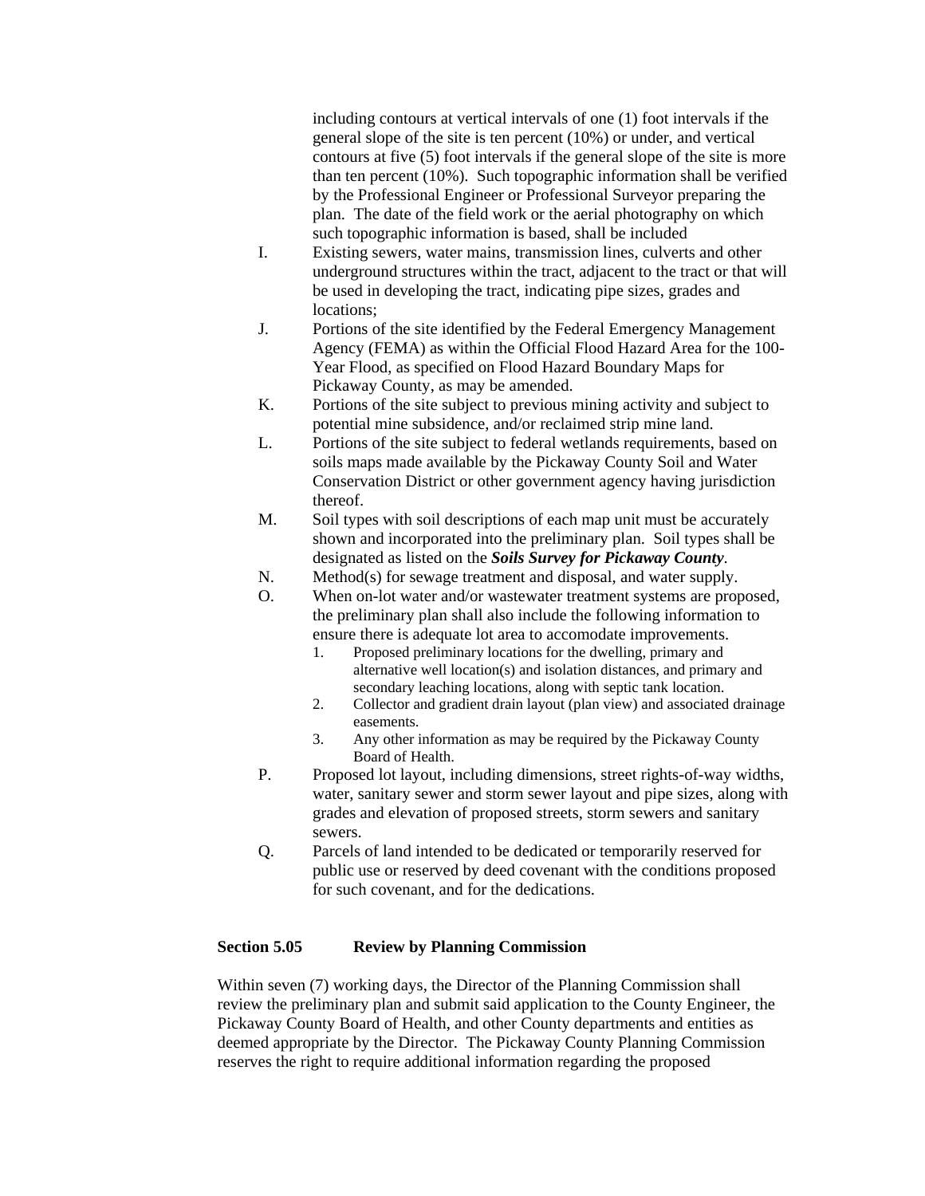including contours at vertical intervals of one (1) foot intervals if the general slope of the site is ten percent (10%) or under, and vertical contours at five (5) foot intervals if the general slope of the site is more than ten percent (10%). Such topographic information shall be verified by the Professional Engineer or Professional Surveyor preparing the plan. The date of the field work or the aerial photography on which such topographic information is based, shall be included

I. Existing sewers, water mains, transmission lines, culverts and other underground structures within the tract, adjacent to the tract or that will be used in developing the tract, indicating pipe sizes, grades and locations;

J. Portions of the site identified by the Federal Emergency Management Agency (FEMA) as within the Official Flood Hazard Area for the 100-Year Flood, as specified on Flood Hazard Boundary Maps for Pickaway County, as may be amended.

K. Portions of the site subject to previous mining activity and subject to potential mine subsidence, and/or reclaimed strip mine land.

L. Portions of the site subject to federal wetlands requirements, based on soils maps made available by the Pickaway County Soil and Water Conservation District or other government agency having jurisdiction thereof.

M. Soil types with soil descriptions of each map unit must be accurately shown and incorporated into the preliminary plan. Soil types shall be designated as listed on the ***Soils Survey for Pickaway County***.

N. Method(s) for sewage treatment and disposal, and water supply.

O. When on-lot water and/or wastewater treatment systems are proposed, the preliminary plan shall also include the following information to ensure there is adequate lot area to accomodate improvements.
   1. Proposed preliminary locations for the dwelling, primary and alternative well location(s) and isolation distances, and primary and secondary leaching locations, along with septic tank location.
   2. Collector and gradient drain layout (plan view) and associated drainage easements.
   3. Any other information as may be required by the Pickaway County Board of Health.

P. Proposed lot layout, including dimensions, street rights-of-way widths, water, sanitary sewer and storm sewer layout and pipe sizes, along with grades and elevation of proposed streets, storm sewers and sanitary sewers.

Q. Parcels of land intended to be dedicated or temporarily reserved for public use or reserved by deed covenant with the conditions proposed for such covenant, and for the dedications.

**Section 5.05 Review by Planning Commission**

Within seven (7) working days, the Director of the Planning Commission shall review the preliminary plan and submit said application to the County Engineer, the Pickaway County Board of Health, and other County departments and entities as deemed appropriate by the Director. The Pickaway County Planning Commission reserves the right to require additional information regarding the proposed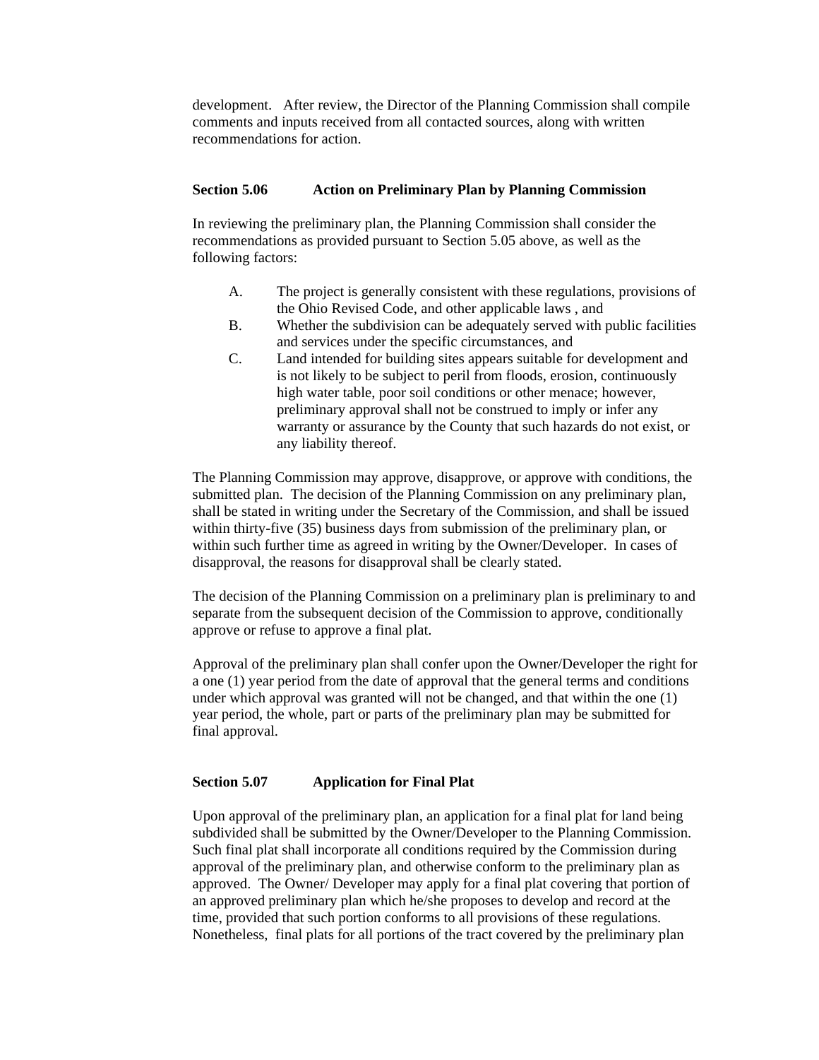development. After review, the Director of the Planning Commission shall compile comments and inputs received from all contacted sources, along with written recommendations for action.

### Section 5.06 Action on Preliminary Plan by Planning Commission

In reviewing the preliminary plan, the Planning Commission shall consider the recommendations as provided pursuant to Section 5.05 above, as well as the following factors:

A. The project is generally consistent with these regulations, provisions of the Ohio Revised Code, and other applicable laws , and

B. Whether the subdivision can be adequately served with public facilities and services under the specific circumstances, and

C. Land intended for building sites appears suitable for development and is not likely to be subject to peril from floods, erosion, continuously high water table, poor soil conditions or other menace; however, preliminary approval shall not be construed to imply or infer any warranty or assurance by the County that such hazards do not exist, or any liability thereof.

The Planning Commission may approve, disapprove, or approve with conditions, the submitted plan. The decision of the Planning Commission on any preliminary plan, shall be stated in writing under the Secretary of the Commission, and shall be issued within thirty-five (35) business days from submission of the preliminary plan, or within such further time as agreed in writing by the Owner/Developer. In cases of disapproval, the reasons for disapproval shall be clearly stated.

The decision of the Planning Commission on a preliminary plan is preliminary to and separate from the subsequent decision of the Commission to approve, conditionally approve or refuse to approve a final plat.

Approval of the preliminary plan shall confer upon the Owner/Developer the right for a one (1) year period from the date of approval that the general terms and conditions under which approval was granted will not be changed, and that within the one (1) year period, the whole, part or parts of the preliminary plan may be submitted for final approval.

### Section 5.07 Application for Final Plat

Upon approval of the preliminary plan, an application for a final plat for land being subdivided shall be submitted by the Owner/Developer to the Planning Commission. Such final plat shall incorporate all conditions required by the Commission during approval of the preliminary plan, and otherwise conform to the preliminary plan as approved. The Owner/ Developer may apply for a final plat covering that portion of an approved preliminary plan which he/she proposes to develop and record at the time, provided that such portion conforms to all provisions of these regulations. Nonetheless, final plats for all portions of the tract covered by the preliminary plan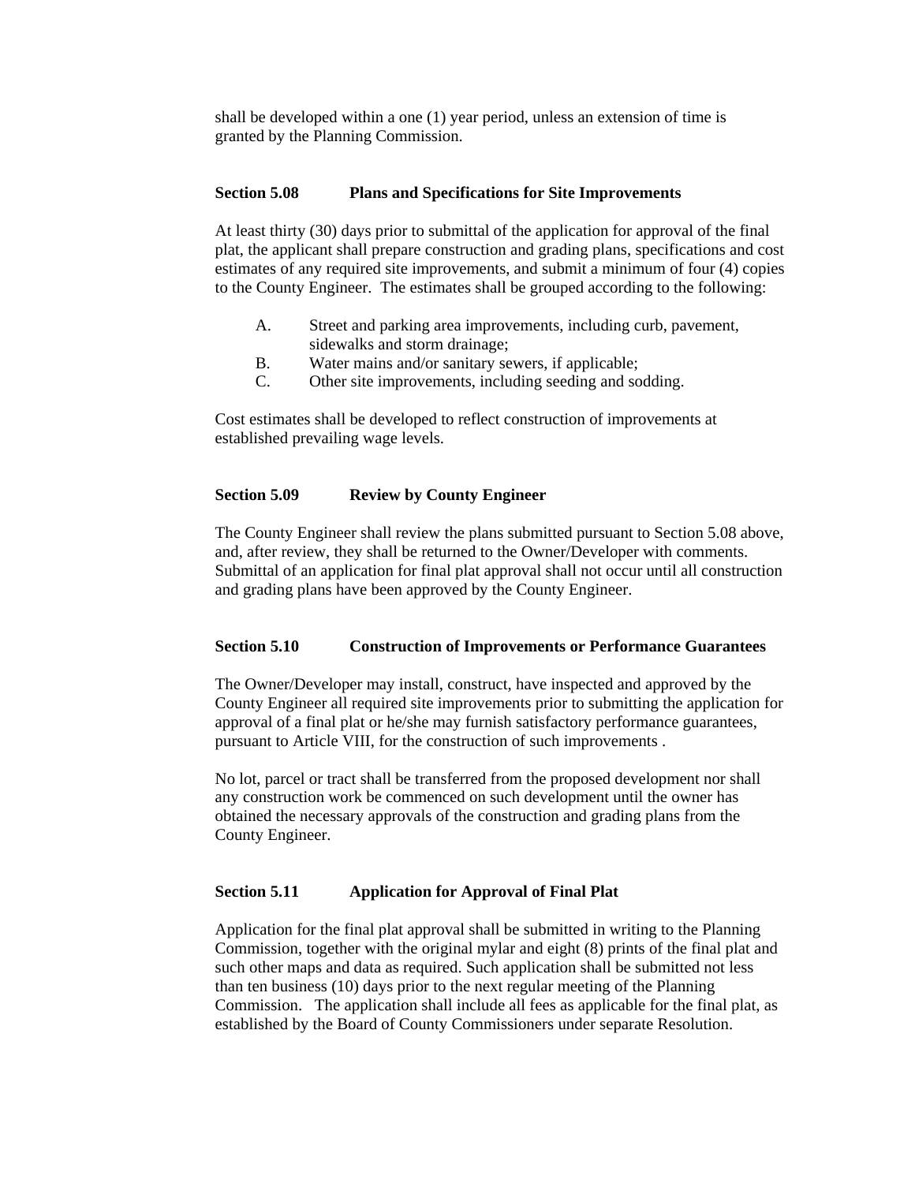shall be developed within a one (1) year period, unless an extension of time is granted by the Planning Commission.

### Section 5.08 Plans and Specifications for Site Improvements

At least thirty (30) days prior to submittal of the application for approval of the final plat, the applicant shall prepare construction and grading plans, specifications and cost estimates of any required site improvements, and submit a minimum of four (4) copies to the County Engineer. The estimates shall be grouped according to the following:

A. Street and parking area improvements, including curb, pavement, sidewalks and storm drainage;
B. Water mains and/or sanitary sewers, if applicable;
C. Other site improvements, including seeding and sodding.

Cost estimates shall be developed to reflect construction of improvements at established prevailing wage levels.

### Section 5.09 Review by County Engineer

The County Engineer shall review the plans submitted pursuant to Section 5.08 above, and, after review, they shall be returned to the Owner/Developer with comments. Submittal of an application for final plat approval shall not occur until all construction and grading plans have been approved by the County Engineer.

### Section 5.10 Construction of Improvements or Performance Guarantees

The Owner/Developer may install, construct, have inspected and approved by the County Engineer all required site improvements prior to submitting the application for approval of a final plat or he/she may furnish satisfactory performance guarantees, pursuant to Article VIII, for the construction of such improvements .

No lot, parcel or tract shall be transferred from the proposed development nor shall any construction work be commenced on such development until the owner has obtained the necessary approvals of the construction and grading plans from the County Engineer.

### Section 5.11 Application for Approval of Final Plat

Application for the final plat approval shall be submitted in writing to the Planning Commission, together with the original mylar and eight (8) prints of the final plat and such other maps and data as required. Such application shall be submitted not less than ten business (10) days prior to the next regular meeting of the Planning Commission. The application shall include all fees as applicable for the final plat, as established by the Board of County Commissioners under separate Resolution.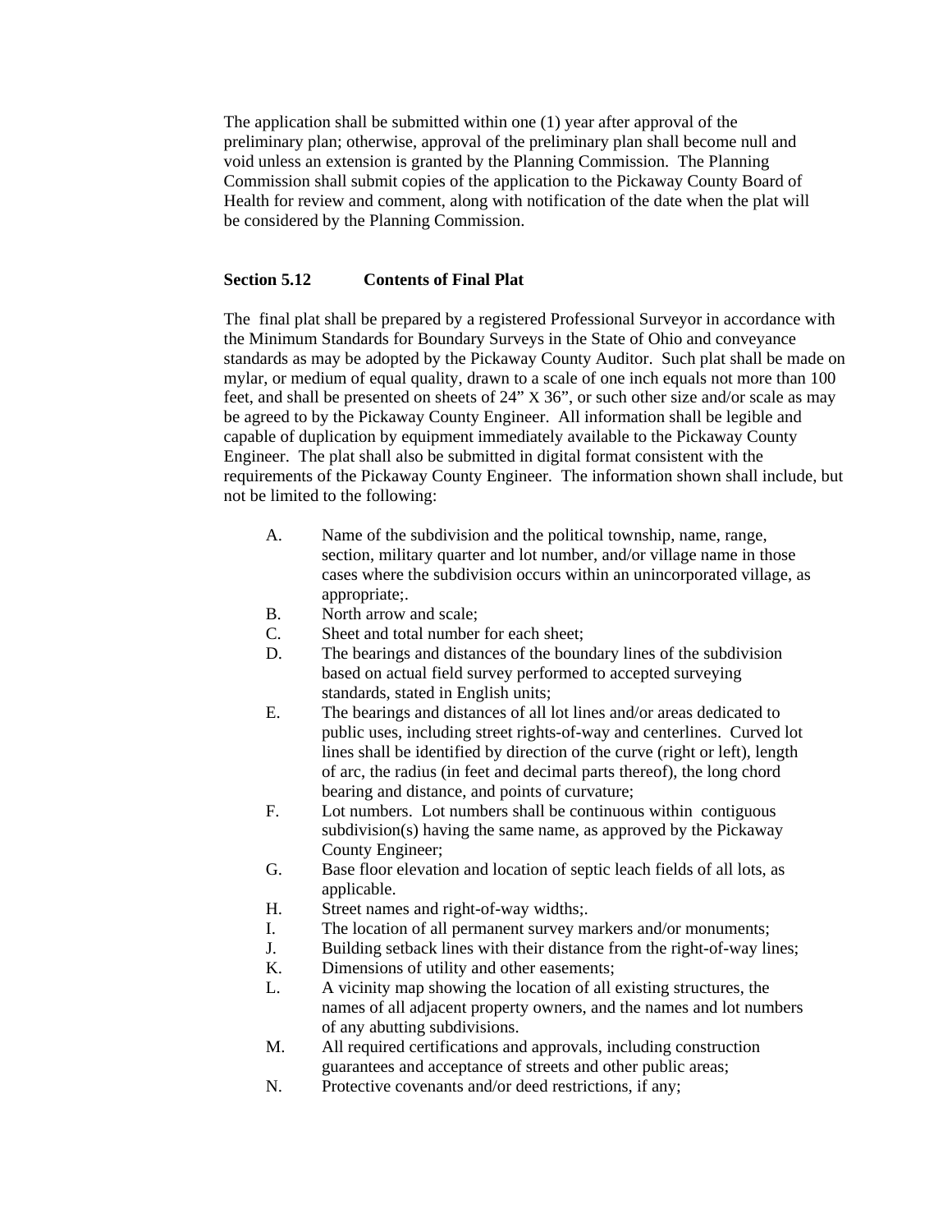The application shall be submitted within one (1) year after approval of the preliminary plan; otherwise, approval of the preliminary plan shall become null and void unless an extension is granted by the Planning Commission. The Planning Commission shall submit copies of the application to the Pickaway County Board of Health for review and comment, along with notification of the date when the plat will be considered by the Planning Commission.

## Section 5.12 Contents of Final Plat

The final plat shall be prepared by a registered Professional Surveyor in accordance with the Minimum Standards for Boundary Surveys in the State of Ohio and conveyance standards as may be adopted by the Pickaway County Auditor. Such plat shall be made on mylar, or medium of equal quality, drawn to a scale of one inch equals not more than 100 feet, and shall be presented on sheets of 24" X 36", or such other size and/or scale as may be agreed to by the Pickaway County Engineer. All information shall be legible and capable of duplication by equipment immediately available to the Pickaway County Engineer. The plat shall also be submitted in digital format consistent with the requirements of the Pickaway County Engineer. The information shown shall include, but not be limited to the following:

A. Name of the subdivision and the political township, name, range, section, military quarter and lot number, and/or village name in those cases where the subdivision occurs within an unincorporated village, as appropriate;.

B. North arrow and scale;

C. Sheet and total number for each sheet;

D. The bearings and distances of the boundary lines of the subdivision based on actual field survey performed to accepted surveying standards, stated in English units;

E. The bearings and distances of all lot lines and/or areas dedicated to public uses, including street rights-of-way and centerlines. Curved lot lines shall be identified by direction of the curve (right or left), length of arc, the radius (in feet and decimal parts thereof), the long chord bearing and distance, and points of curvature;

F. Lot numbers. Lot numbers shall be continuous within contiguous subdivision(s) having the same name, as approved by the Pickaway County Engineer;

G. Base floor elevation and location of septic leach fields of all lots, as applicable.

H. Street names and right-of-way widths;.

I. The location of all permanent survey markers and/or monuments;

J. Building setback lines with their distance from the right-of-way lines;

K. Dimensions of utility and other easements;

L. A vicinity map showing the location of all existing structures, the names of all adjacent property owners, and the names and lot numbers of any abutting subdivisions.

M. All required certifications and approvals, including construction guarantees and acceptance of streets and other public areas;

N. Protective covenants and/or deed restrictions, if any;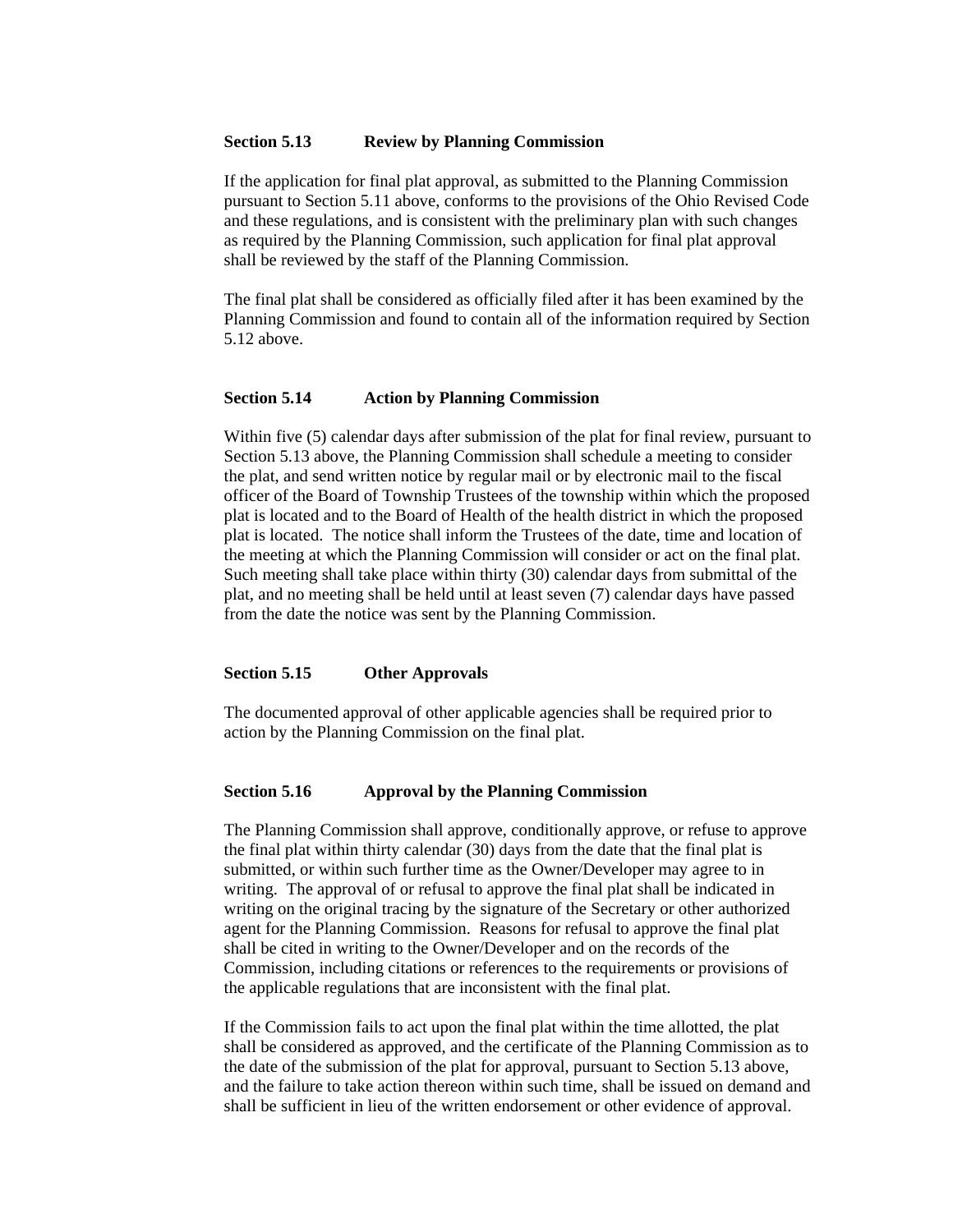### Section 5.13 Review by Planning Commission

If the application for final plat approval, as submitted to the Planning Commission pursuant to Section 5.11 above, conforms to the provisions of the Ohio Revised Code and these regulations, and is consistent with the preliminary plan with such changes as required by the Planning Commission, such application for final plat approval shall be reviewed by the staff of the Planning Commission.

The final plat shall be considered as officially filed after it has been examined by the Planning Commission and found to contain all of the information required by Section 5.12 above.

### Section 5.14 Action by Planning Commission

Within five (5) calendar days after submission of the plat for final review, pursuant to Section 5.13 above, the Planning Commission shall schedule a meeting to consider the plat, and send written notice by regular mail or by electronic mail to the fiscal officer of the Board of Township Trustees of the township within which the proposed plat is located and to the Board of Health of the health district in which the proposed plat is located. The notice shall inform the Trustees of the date, time and location of the meeting at which the Planning Commission will consider or act on the final plat. Such meeting shall take place within thirty (30) calendar days from submittal of the plat, and no meeting shall be held until at least seven (7) calendar days have passed from the date the notice was sent by the Planning Commission.

### Section 5.15 Other Approvals

The documented approval of other applicable agencies shall be required prior to action by the Planning Commission on the final plat.

### Section 5.16 Approval by the Planning Commission

The Planning Commission shall approve, conditionally approve, or refuse to approve the final plat within thirty calendar (30) days from the date that the final plat is submitted, or within such further time as the Owner/Developer may agree to in writing. The approval of or refusal to approve the final plat shall be indicated in writing on the original tracing by the signature of the Secretary or other authorized agent for the Planning Commission. Reasons for refusal to approve the final plat shall be cited in writing to the Owner/Developer and on the records of the Commission, including citations or references to the requirements or provisions of the applicable regulations that are inconsistent with the final plat.

If the Commission fails to act upon the final plat within the time allotted, the plat shall be considered as approved, and the certificate of the Planning Commission as to the date of the submission of the plat for approval, pursuant to Section 5.13 above, and the failure to take action thereon within such time, shall be issued on demand and shall be sufficient in lieu of the written endorsement or other evidence of approval.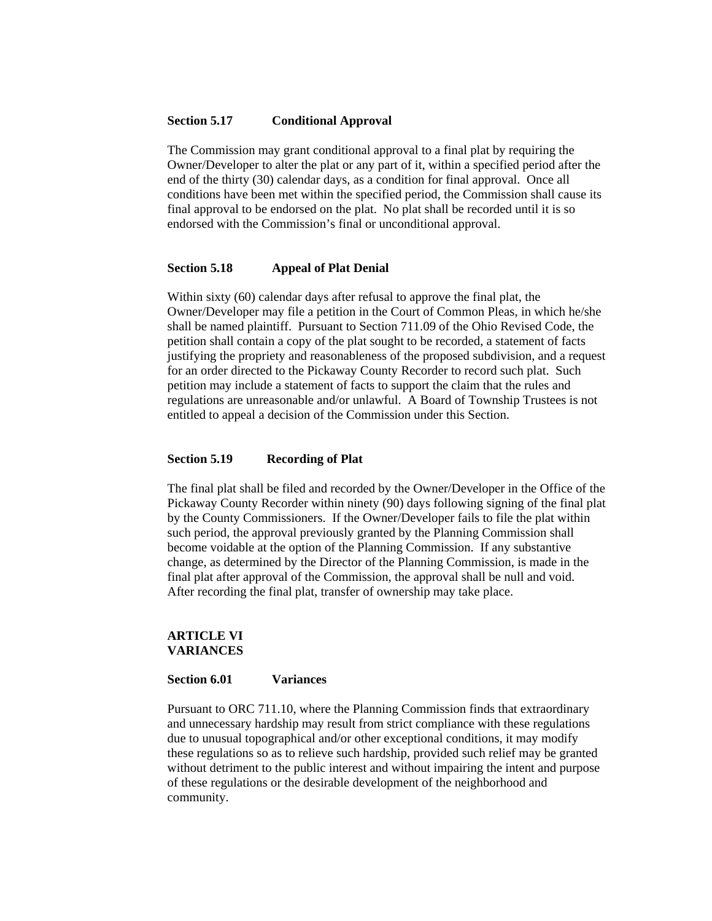### Section 5.17 Conditional Approval

The Commission may grant conditional approval to a final plat by requiring the Owner/Developer to alter the plat or any part of it, within a specified period after the end of the thirty (30) calendar days, as a condition for final approval. Once all conditions have been met within the specified period, the Commission shall cause its final approval to be endorsed on the plat. No plat shall be recorded until it is so endorsed with the Commission's final or unconditional approval.

### Section 5.18 Appeal of Plat Denial

Within sixty (60) calendar days after refusal to approve the final plat, the Owner/Developer may file a petition in the Court of Common Pleas, in which he/she shall be named plaintiff. Pursuant to Section 711.09 of the Ohio Revised Code, the petition shall contain a copy of the plat sought to be recorded, a statement of facts justifying the propriety and reasonableness of the proposed subdivision, and a request for an order directed to the Pickaway County Recorder to record such plat. Such petition may include a statement of facts to support the claim that the rules and regulations are unreasonable and/or unlawful. A Board of Township Trustees is not entitled to appeal a decision of the Commission under this Section.

### Section 5.19 Recording of Plat

The final plat shall be filed and recorded by the Owner/Developer in the Office of the Pickaway County Recorder within ninety (90) days following signing of the final plat by the County Commissioners. If the Owner/Developer fails to file the plat within such period, the approval previously granted by the Planning Commission shall become voidable at the option of the Planning Commission. If any substantive change, as determined by the Director of the Planning Commission, is made in the final plat after approval of the Commission, the approval shall be null and void. After recording the final plat, transfer of ownership may take place.

## ARTICLE VI
## VARIANCES

### Section 6.01 Variances

Pursuant to ORC 711.10, where the Planning Commission finds that extraordinary and unnecessary hardship may result from strict compliance with these regulations due to unusual topographical and/or other exceptional conditions, it may modify these regulations so as to relieve such hardship, provided such relief may be granted without detriment to the public interest and without impairing the intent and purpose of these regulations or the desirable development of the neighborhood and community.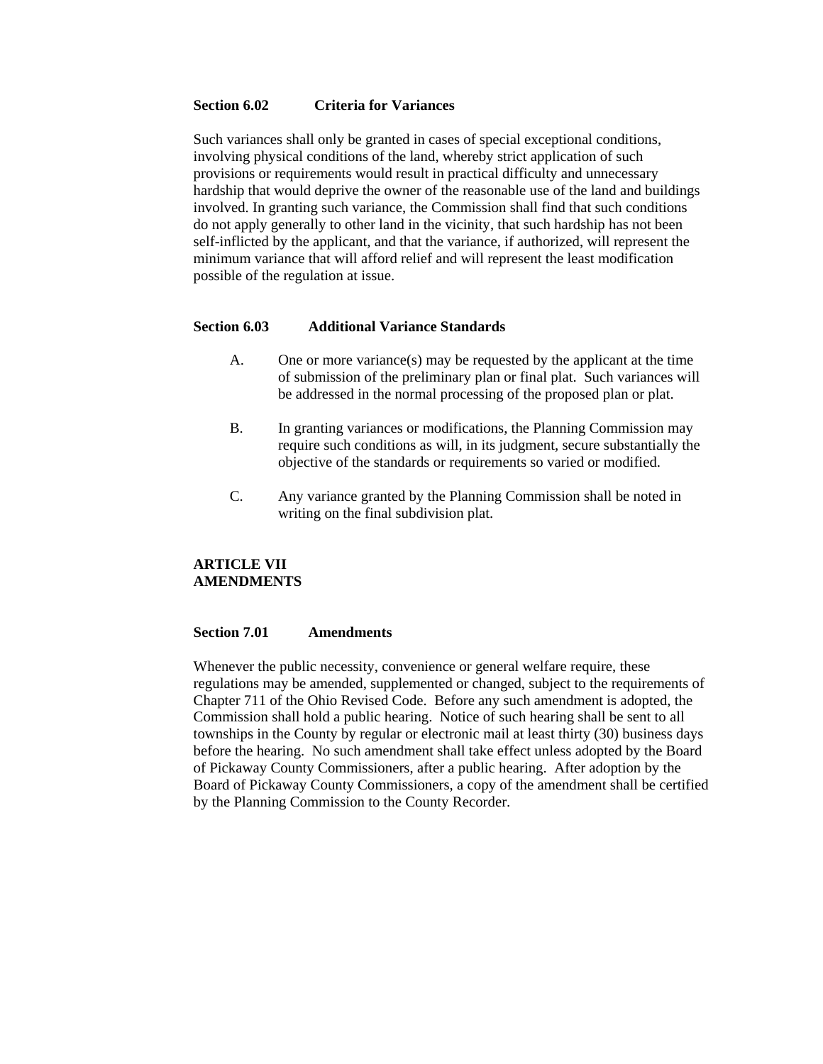### Section 6.02 Criteria for Variances

Such variances shall only be granted in cases of special exceptional conditions, involving physical conditions of the land, whereby strict application of such provisions or requirements would result in practical difficulty and unnecessary hardship that would deprive the owner of the reasonable use of the land and buildings involved. In granting such variance, the Commission shall find that such conditions do not apply generally to other land in the vicinity, that such hardship has not been self-inflicted by the applicant, and that the variance, if authorized, will represent the minimum variance that will afford relief and will represent the least modification possible of the regulation at issue.

### Section 6.03 Additional Variance Standards

A. One or more variance(s) may be requested by the applicant at the time of submission of the preliminary plan or final plat. Such variances will be addressed in the normal processing of the proposed plan or plat.

B. In granting variances or modifications, the Planning Commission may require such conditions as will, in its judgment, secure substantially the objective of the standards or requirements so varied or modified.

C. Any variance granted by the Planning Commission shall be noted in writing on the final subdivision plat.

## ARTICLE VII
## AMENDMENTS

### Section 7.01 Amendments

Whenever the public necessity, convenience or general welfare require, these regulations may be amended, supplemented or changed, subject to the requirements of Chapter 711 of the Ohio Revised Code. Before any such amendment is adopted, the Commission shall hold a public hearing. Notice of such hearing shall be sent to all townships in the County by regular or electronic mail at least thirty (30) business days before the hearing. No such amendment shall take effect unless adopted by the Board of Pickaway County Commissioners, after a public hearing. After adoption by the Board of Pickaway County Commissioners, a copy of the amendment shall be certified by the Planning Commission to the County Recorder.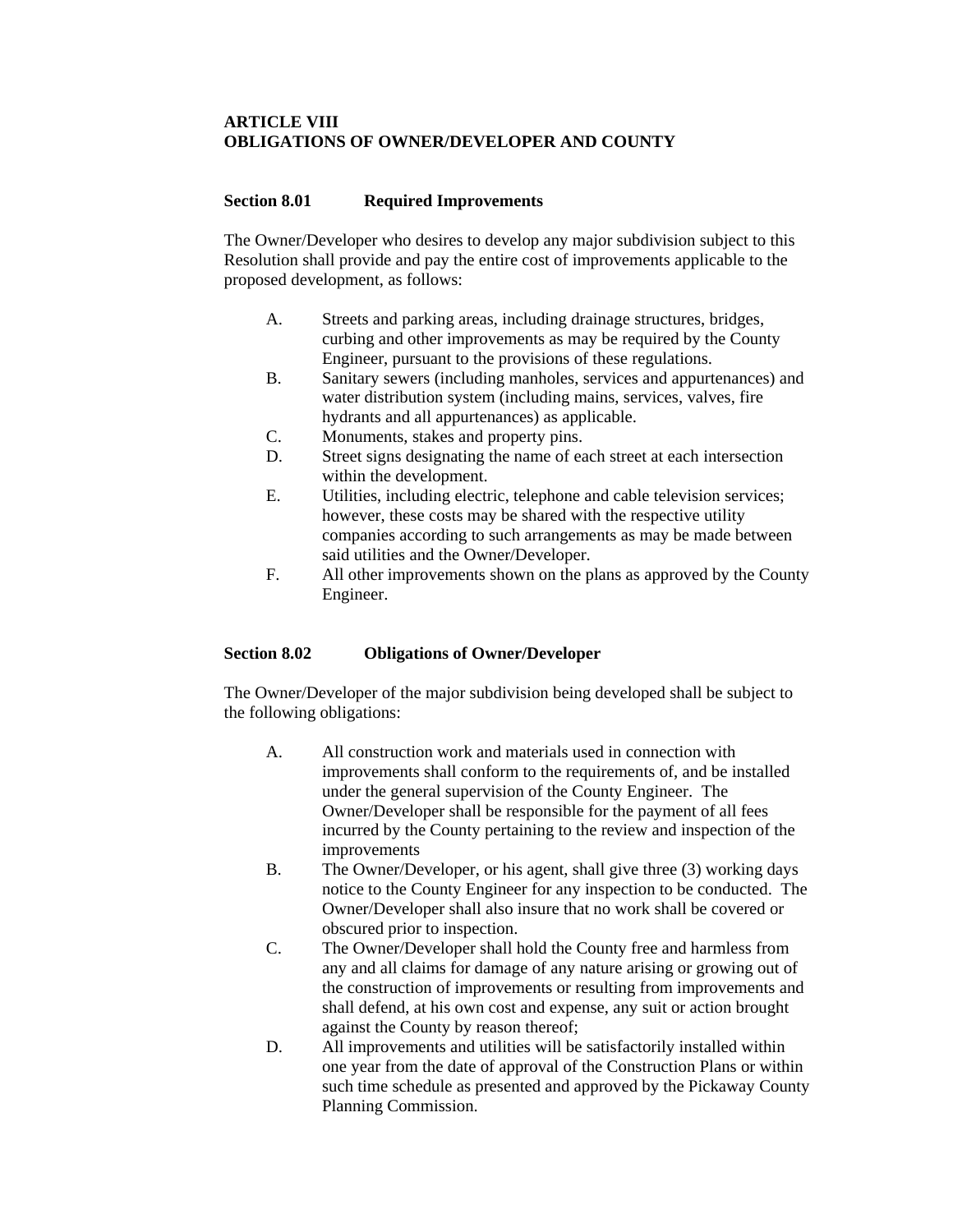**ARTICLE VIII**
**OBLIGATIONS OF OWNER/DEVELOPER AND COUNTY**

**Section 8.01 Required Improvements**

The Owner/Developer who desires to develop any major subdivision subject to this Resolution shall provide and pay the entire cost of improvements applicable to the proposed development, as follows:

A. Streets and parking areas, including drainage structures, bridges, curbing and other improvements as may be required by the County Engineer, pursuant to the provisions of these regulations.
B. Sanitary sewers (including manholes, services and appurtenances) and water distribution system (including mains, services, valves, fire hydrants and all appurtenances) as applicable.
C. Monuments, stakes and property pins.
D. Street signs designating the name of each street at each intersection within the development.
E. Utilities, including electric, telephone and cable television services; however, these costs may be shared with the respective utility companies according to such arrangements as may be made between said utilities and the Owner/Developer.
F. All other improvements shown on the plans as approved by the County Engineer.

**Section 8.02 Obligations of Owner/Developer**

The Owner/Developer of the major subdivision being developed shall be subject to the following obligations:

A. All construction work and materials used in connection with improvements shall conform to the requirements of, and be installed under the general supervision of the County Engineer. The Owner/Developer shall be responsible for the payment of all fees incurred by the County pertaining to the review and inspection of the improvements
B. The Owner/Developer, or his agent, shall give three (3) working days notice to the County Engineer for any inspection to be conducted. The Owner/Developer shall also insure that no work shall be covered or obscured prior to inspection.
C. The Owner/Developer shall hold the County free and harmless from any and all claims for damage of any nature arising or growing out of the construction of improvements or resulting from improvements and shall defend, at his own cost and expense, any suit or action brought against the County by reason thereof;
D. All improvements and utilities will be satisfactorily installed within one year from the date of approval of the Construction Plans or within such time schedule as presented and approved by the Pickaway County Planning Commission.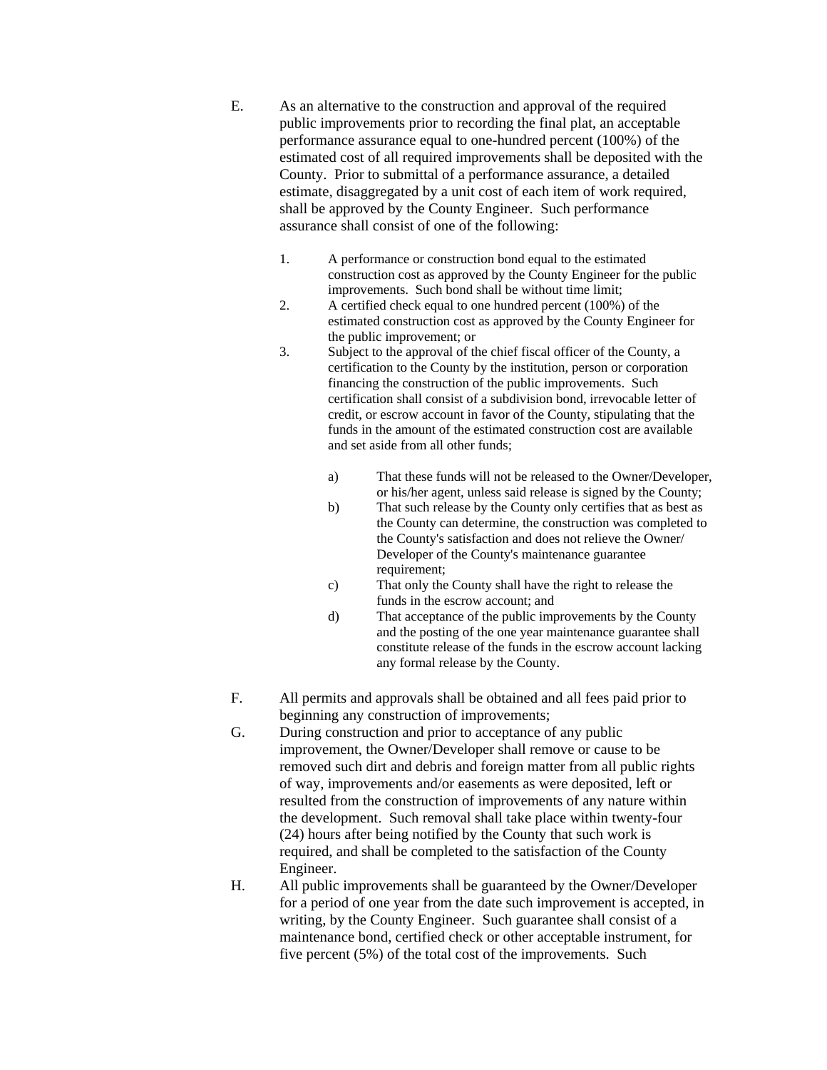E. As an alternative to the construction and approval of the required public improvements prior to recording the final plat, an acceptable performance assurance equal to one-hundred percent (100%) of the estimated cost of all required improvements shall be deposited with the County. Prior to submittal of a performance assurance, a detailed estimate, disaggregated by a unit cost of each item of work required, shall be approved by the County Engineer. Such performance assurance shall consist of one of the following:

   1. A performance or construction bond equal to the estimated construction cost as approved by the County Engineer for the public improvements. Such bond shall be without time limit;
   2. A certified check equal to one hundred percent (100%) of the estimated construction cost as approved by the County Engineer for the public improvement; or
   3. Subject to the approval of the chief fiscal officer of the County, a certification to the County by the institution, person or corporation financing the construction of the public improvements. Such certification shall consist of a subdivision bond, irrevocable letter of credit, or escrow account in favor of the County, stipulating that the funds in the amount of the estimated construction cost are available and set aside from all other funds;

      a) That these funds will not be released to the Owner/Developer, or his/her agent, unless said release is signed by the County;
      b) That such release by the County only certifies that as best as the County can determine, the construction was completed to the County's satisfaction and does not relieve the Owner/ Developer of the County's maintenance guarantee requirement;
      c) That only the County shall have the right to release the funds in the escrow account; and
      d) That acceptance of the public improvements by the County and the posting of the one year maintenance guarantee shall constitute release of the funds in the escrow account lacking any formal release by the County.

F. All permits and approvals shall be obtained and all fees paid prior to beginning any construction of improvements;

G. During construction and prior to acceptance of any public improvement, the Owner/Developer shall remove or cause to be removed such dirt and debris and foreign matter from all public rights of way, improvements and/or easements as were deposited, left or resulted from the construction of improvements of any nature within the development. Such removal shall take place within twenty-four (24) hours after being notified by the County that such work is required, and shall be completed to the satisfaction of the County Engineer.

H. All public improvements shall be guaranteed by the Owner/Developer for a period of one year from the date such improvement is accepted, in writing, by the County Engineer. Such guarantee shall consist of a maintenance bond, certified check or other acceptable instrument, for five percent (5%) of the total cost of the improvements. Such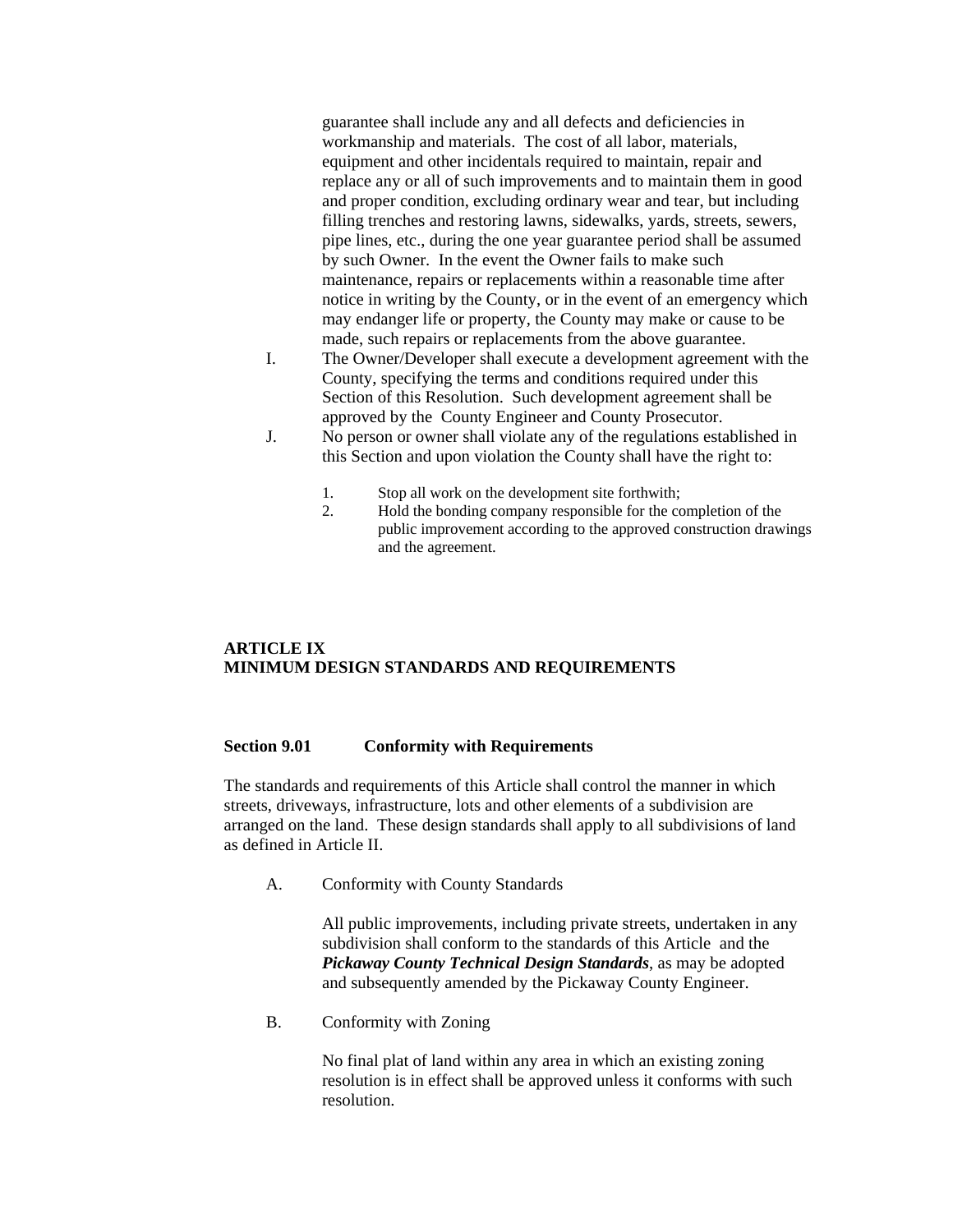guarantee shall include any and all defects and deficiencies in workmanship and materials. The cost of all labor, materials, equipment and other incidentals required to maintain, repair and replace any or all of such improvements and to maintain them in good and proper condition, excluding ordinary wear and tear, but including filling trenches and restoring lawns, sidewalks, yards, streets, sewers, pipe lines, etc., during the one year guarantee period shall be assumed by such Owner. In the event the Owner fails to make such maintenance, repairs or replacements within a reasonable time after notice in writing by the County, or in the event of an emergency which may endanger life or property, the County may make or cause to be made, such repairs or replacements from the above guarantee.

I. The Owner/Developer shall execute a development agreement with the County, specifying the terms and conditions required under this Section of this Resolution. Such development agreement shall be approved by the County Engineer and County Prosecutor.

J. No person or owner shall violate any of the regulations established in this Section and upon violation the County shall have the right to:

   1. Stop all work on the development site forthwith;
   2. Hold the bonding company responsible for the completion of the public improvement according to the approved construction drawings and the agreement.

# ARTICLE IX
# MINIMUM DESIGN STANDARDS AND REQUIREMENTS

## Section 9.01 Conformity with Requirements

The standards and requirements of this Article shall control the manner in which streets, driveways, infrastructure, lots and other elements of a subdivision are arranged on the land. These design standards shall apply to all subdivisions of land as defined in Article II.

A. Conformity with County Standards

   All public improvements, including private streets, undertaken in any subdivision shall conform to the standards of this Article and the ***Pickaway County Technical Design Standards***, as may be adopted and subsequently amended by the Pickaway County Engineer.

B. Conformity with Zoning

   No final plat of land within any area in which an existing zoning resolution is in effect shall be approved unless it conforms with such resolution.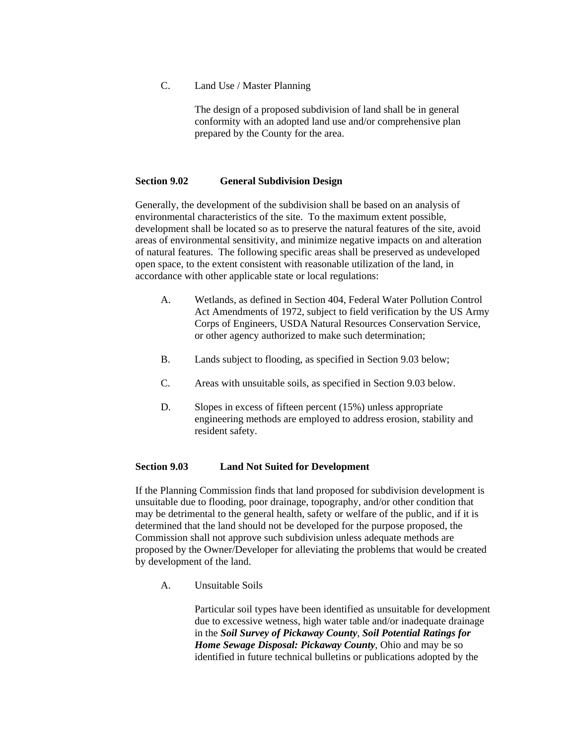C. Land Use / Master Planning

The design of a proposed subdivision of land shall be in general conformity with an adopted land use and/or comprehensive plan prepared by the County for the area.

## Section 9.02 General Subdivision Design

Generally, the development of the subdivision shall be based on an analysis of environmental characteristics of the site. To the maximum extent possible, development shall be located so as to preserve the natural features of the site, avoid areas of environmental sensitivity, and minimize negative impacts on and alteration of natural features. The following specific areas shall be preserved as undeveloped open space, to the extent consistent with reasonable utilization of the land, in accordance with other applicable state or local regulations:

A. Wetlands, as defined in Section 404, Federal Water Pollution Control Act Amendments of 1972, subject to field verification by the US Army Corps of Engineers, USDA Natural Resources Conservation Service, or other agency authorized to make such determination;

B. Lands subject to flooding, as specified in Section 9.03 below;

C. Areas with unsuitable soils, as specified in Section 9.03 below.

D. Slopes in excess of fifteen percent (15%) unless appropriate engineering methods are employed to address erosion, stability and resident safety.

## Section 9.03 Land Not Suited for Development

If the Planning Commission finds that land proposed for subdivision development is unsuitable due to flooding, poor drainage, topography, and/or other condition that may be detrimental to the general health, safety or welfare of the public, and if it is determined that the land should not be developed for the purpose proposed, the Commission shall not approve such subdivision unless adequate methods are proposed by the Owner/Developer for alleviating the problems that would be created by development of the land.

A. Unsuitable Soils

Particular soil types have been identified as unsuitable for development due to excessive wetness, high water table and/or inadequate drainage in the ***Soil Survey of Pickaway County***, ***Soil Potential Ratings for Home Sewage Disposal: Pickaway County***, Ohio and may be so identified in future technical bulletins or publications adopted by the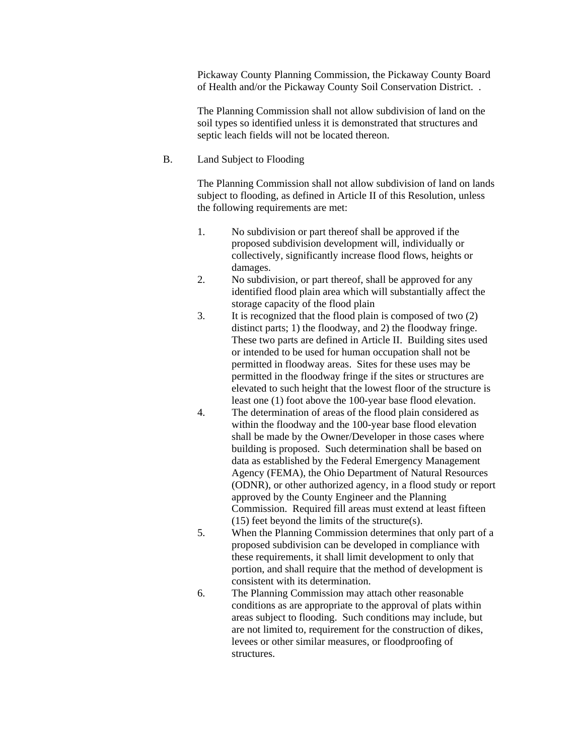Pickaway County Planning Commission, the Pickaway County Board of Health and/or the Pickaway County Soil Conservation District.  .

The Planning Commission shall not allow subdivision of land on the soil types so identified unless it is demonstrated that structures and septic leach fields will not be located thereon.

B. Land Subject to Flooding

The Planning Commission shall not allow subdivision of land on lands subject to flooding, as defined in Article II of this Resolution, unless the following requirements are met:

1. No subdivision or part thereof shall be approved if the proposed subdivision development will, individually or collectively, significantly increase flood flows, heights or damages.
2. No subdivision, or part thereof, shall be approved for any identified flood plain area which will substantially affect the storage capacity of the flood plain
3. It is recognized that the flood plain is composed of two (2) distinct parts; 1) the floodway, and 2) the floodway fringe. These two parts are defined in Article II. Building sites used or intended to be used for human occupation shall not be permitted in floodway areas. Sites for these uses may be permitted in the floodway fringe if the sites or structures are elevated to such height that the lowest floor of the structure is least one (1) foot above the 100-year base flood elevation.
4. The determination of areas of the flood plain considered as within the floodway and the 100-year base flood elevation shall be made by the Owner/Developer in those cases where building is proposed. Such determination shall be based on data as established by the Federal Emergency Management Agency (FEMA), the Ohio Department of Natural Resources (ODNR), or other authorized agency, in a flood study or report approved by the County Engineer and the Planning Commission. Required fill areas must extend at least fifteen (15) feet beyond the limits of the structure(s).
5. When the Planning Commission determines that only part of a proposed subdivision can be developed in compliance with these requirements, it shall limit development to only that portion, and shall require that the method of development is consistent with its determination.
6. The Planning Commission may attach other reasonable conditions as are appropriate to the approval of plats within areas subject to flooding. Such conditions may include, but are not limited to, requirement for the construction of dikes, levees or other similar measures, or floodproofing of structures.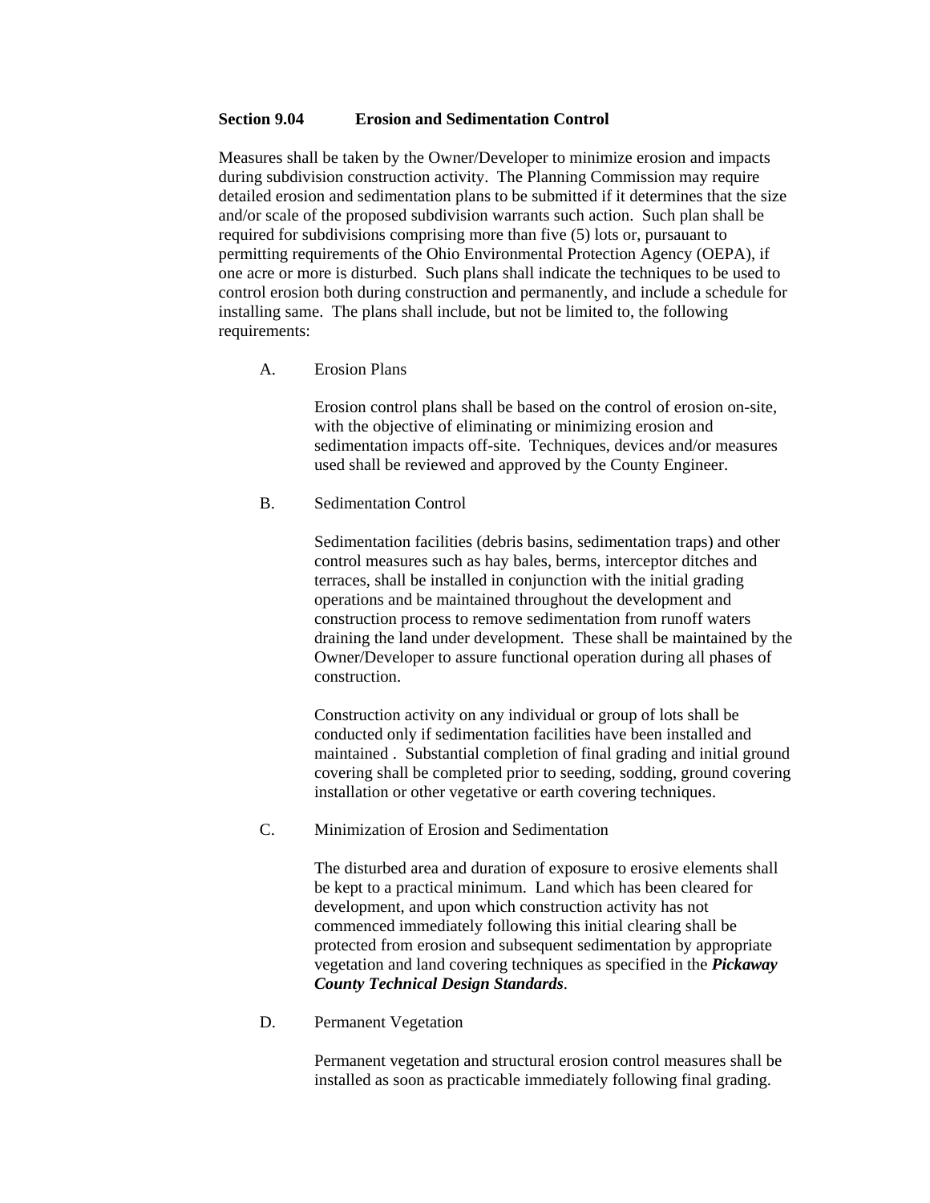## Section 9.04 Erosion and Sedimentation Control

Measures shall be taken by the Owner/Developer to minimize erosion and impacts during subdivision construction activity. The Planning Commission may require detailed erosion and sedimentation plans to be submitted if it determines that the size and/or scale of the proposed subdivision warrants such action. Such plan shall be required for subdivisions comprising more than five (5) lots or, pursuant to permitting requirements of the Ohio Environmental Protection Agency (OEPA), if one acre or more is disturbed. Such plans shall indicate the techniques to be used to control erosion both during construction and permanently, and include a schedule for installing same. The plans shall include, but not be limited to, the following requirements:

A. Erosion Plans

Erosion control plans shall be based on the control of erosion on-site, with the objective of eliminating or minimizing erosion and sedimentation impacts off-site. Techniques, devices and/or measures used shall be reviewed and approved by the County Engineer.

B. Sedimentation Control

Sedimentation facilities (debris basins, sedimentation traps) and other control measures such as hay bales, berms, interceptor ditches and terraces, shall be installed in conjunction with the initial grading operations and be maintained throughout the development and construction process to remove sedimentation from runoff waters draining the land under development. These shall be maintained by the Owner/Developer to assure functional operation during all phases of construction.

Construction activity on any individual or group of lots shall be conducted only if sedimentation facilities have been installed and maintained . Substantial completion of final grading and initial ground covering shall be completed prior to seeding, sodding, ground covering installation or other vegetative or earth covering techniques.

C. Minimization of Erosion and Sedimentation

The disturbed area and duration of exposure to erosive elements shall be kept to a practical minimum. Land which has been cleared for development, and upon which construction activity has not commenced immediately following this initial clearing shall be protected from erosion and subsequent sedimentation by appropriate vegetation and land covering techniques as specified in the ***Pickaway County Technical Design Standards***.

D. Permanent Vegetation

Permanent vegetation and structural erosion control measures shall be installed as soon as practicable immediately following final grading.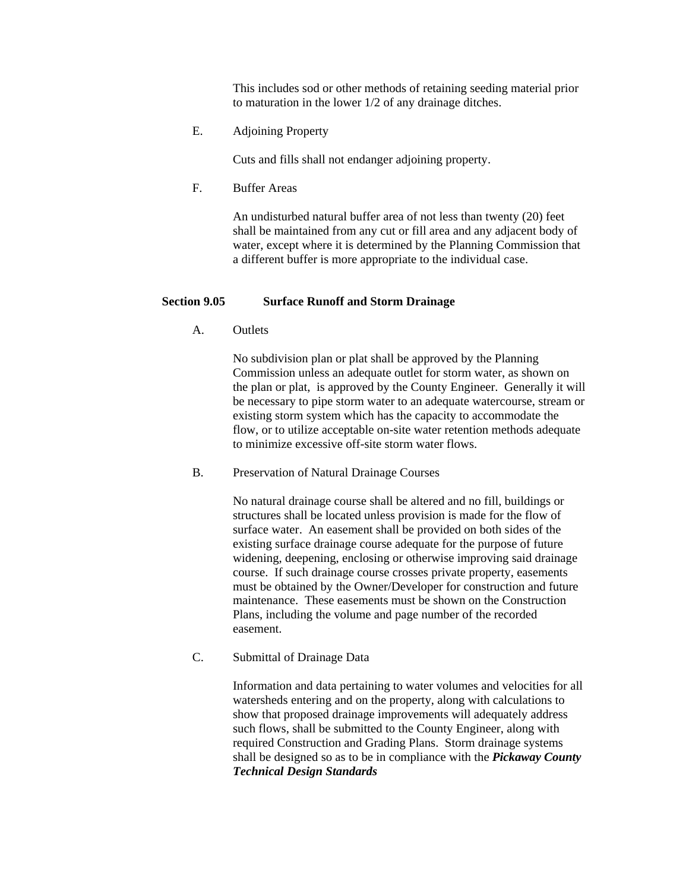This includes sod or other methods of retaining seeding material prior to maturation in the lower 1/2 of any drainage ditches.

E. Adjoining Property

Cuts and fills shall not endanger adjoining property.

F. Buffer Areas

An undisturbed natural buffer area of not less than twenty (20) feet shall be maintained from any cut or fill area and any adjacent body of water, except where it is determined by the Planning Commission that a different buffer is more appropriate to the individual case.

**Section 9.05 Surface Runoff and Storm Drainage**

A. Outlets

No subdivision plan or plat shall be approved by the Planning Commission unless an adequate outlet for storm water, as shown on the plan or plat, is approved by the County Engineer. Generally it will be necessary to pipe storm water to an adequate watercourse, stream or existing storm system which has the capacity to accommodate the flow, or to utilize acceptable on-site water retention methods adequate to minimize excessive off-site storm water flows.

B. Preservation of Natural Drainage Courses

No natural drainage course shall be altered and no fill, buildings or structures shall be located unless provision is made for the flow of surface water. An easement shall be provided on both sides of the existing surface drainage course adequate for the purpose of future widening, deepening, enclosing or otherwise improving said drainage course. If such drainage course crosses private property, easements must be obtained by the Owner/Developer for construction and future maintenance. These easements must be shown on the Construction Plans, including the volume and page number of the recorded easement.

C. Submittal of Drainage Data

Information and data pertaining to water volumes and velocities for all watersheds entering and on the property, along with calculations to show that proposed drainage improvements will adequately address such flows, shall be submitted to the County Engineer, along with required Construction and Grading Plans. Storm drainage systems shall be designed so as to be in compliance with the ***Pickaway County Technical Design Standards***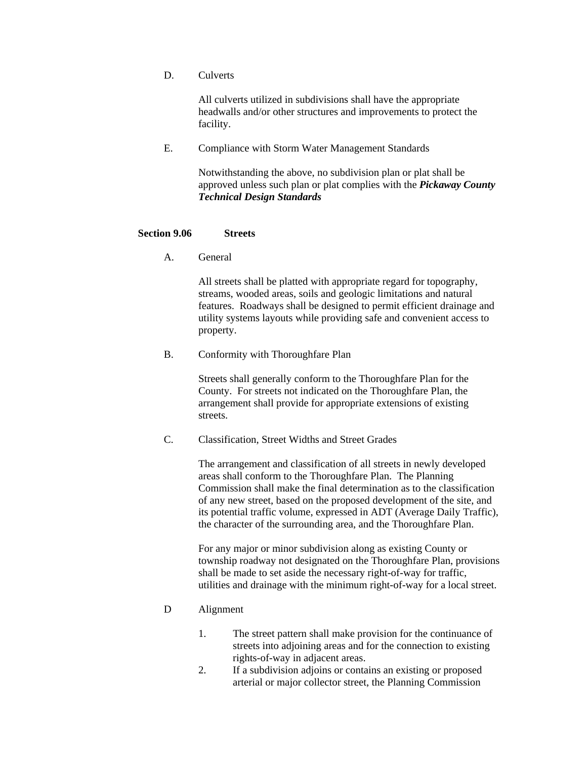D. Culverts

All culverts utilized in subdivisions shall have the appropriate headwalls and/or other structures and improvements to protect the facility.

E. Compliance with Storm Water Management Standards

Notwithstanding the above, no subdivision plan or plat shall be approved unless such plan or plat complies with the ***Pickaway County Technical Design Standards***

## Section 9.06 Streets

A. General

All streets shall be platted with appropriate regard for topography, streams, wooded areas, soils and geologic limitations and natural features. Roadways shall be designed to permit efficient drainage and utility systems layouts while providing safe and convenient access to property.

B. Conformity with Thoroughfare Plan

Streets shall generally conform to the Thoroughfare Plan for the County. For streets not indicated on the Thoroughfare Plan, the arrangement shall provide for appropriate extensions of existing streets.

C. Classification, Street Widths and Street Grades

The arrangement and classification of all streets in newly developed areas shall conform to the Thoroughfare Plan. The Planning Commission shall make the final determination as to the classification of any new street, based on the proposed development of the site, and its potential traffic volume, expressed in ADT (Average Daily Traffic), the character of the surrounding area, and the Thoroughfare Plan.

For any major or minor subdivision along as existing County or township roadway not designated on the Thoroughfare Plan, provisions shall be made to set aside the necessary right-of-way for traffic, utilities and drainage with the minimum right-of-way for a local street.

D Alignment

1. The street pattern shall make provision for the continuance of streets into adjoining areas and for the connection to existing rights-of-way in adjacent areas.
2. If a subdivision adjoins or contains an existing or proposed arterial or major collector street, the Planning Commission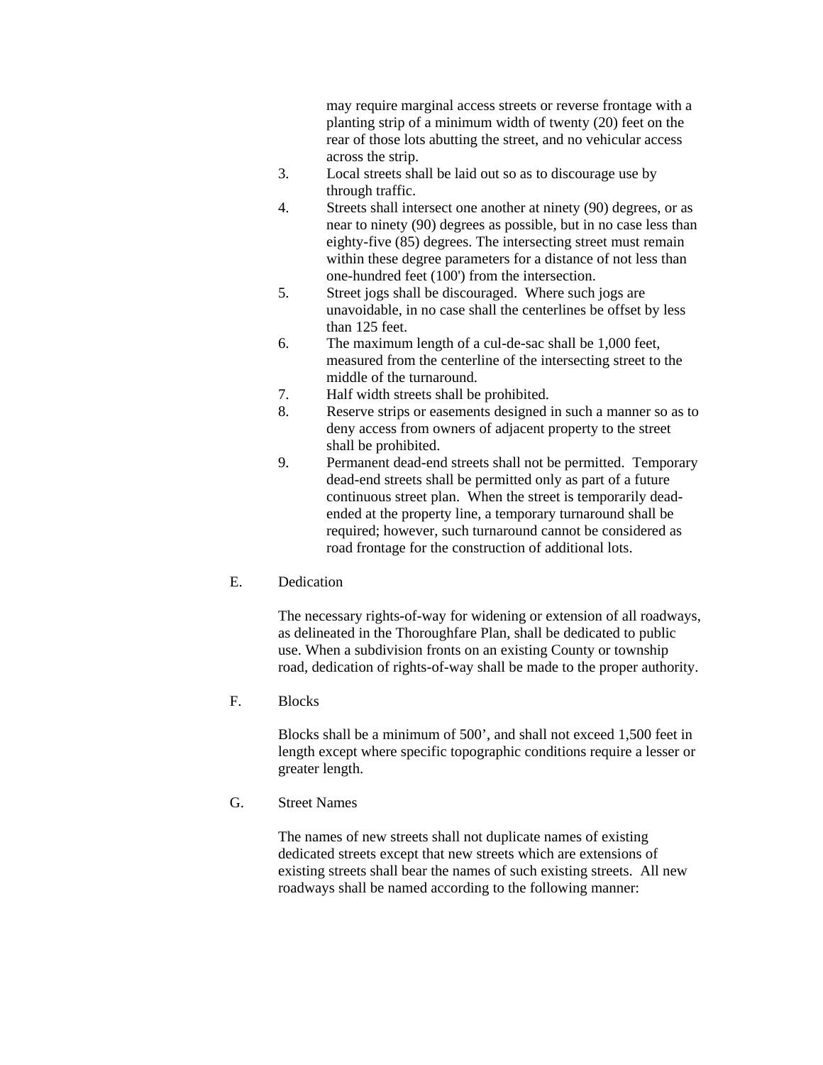may require marginal access streets or reverse frontage with a planting strip of a minimum width of twenty (20) feet on the rear of those lots abutting the street, and no vehicular access across the strip.

3. Local streets shall be laid out so as to discourage use by through traffic.
4. Streets shall intersect one another at ninety (90) degrees, or as near to ninety (90) degrees as possible, but in no case less than eighty-five (85) degrees. The intersecting street must remain within these degree parameters for a distance of not less than one-hundred feet (100') from the intersection.
5. Street jogs shall be discouraged. Where such jogs are unavoidable, in no case shall the centerlines be offset by less than 125 feet.
6. The maximum length of a cul-de-sac shall be 1,000 feet, measured from the centerline of the intersecting street to the middle of the turnaround.
7. Half width streets shall be prohibited.
8. Reserve strips or easements designed in such a manner so as to deny access from owners of adjacent property to the street shall be prohibited.
9. Permanent dead-end streets shall not be permitted. Temporary dead-end streets shall be permitted only as part of a future continuous street plan. When the street is temporarily dead-ended at the property line, a temporary turnaround shall be required; however, such turnaround cannot be considered as road frontage for the construction of additional lots.

E. Dedication

The necessary rights-of-way for widening or extension of all roadways, as delineated in the Thoroughfare Plan, shall be dedicated to public use. When a subdivision fronts on an existing County or township road, dedication of rights-of-way shall be made to the proper authority.

F. Blocks

Blocks shall be a minimum of 500', and shall not exceed 1,500 feet in length except where specific topographic conditions require a lesser or greater length.

G. Street Names

The names of new streets shall not duplicate names of existing dedicated streets except that new streets which are extensions of existing streets shall bear the names of such existing streets. All new roadways shall be named according to the following manner: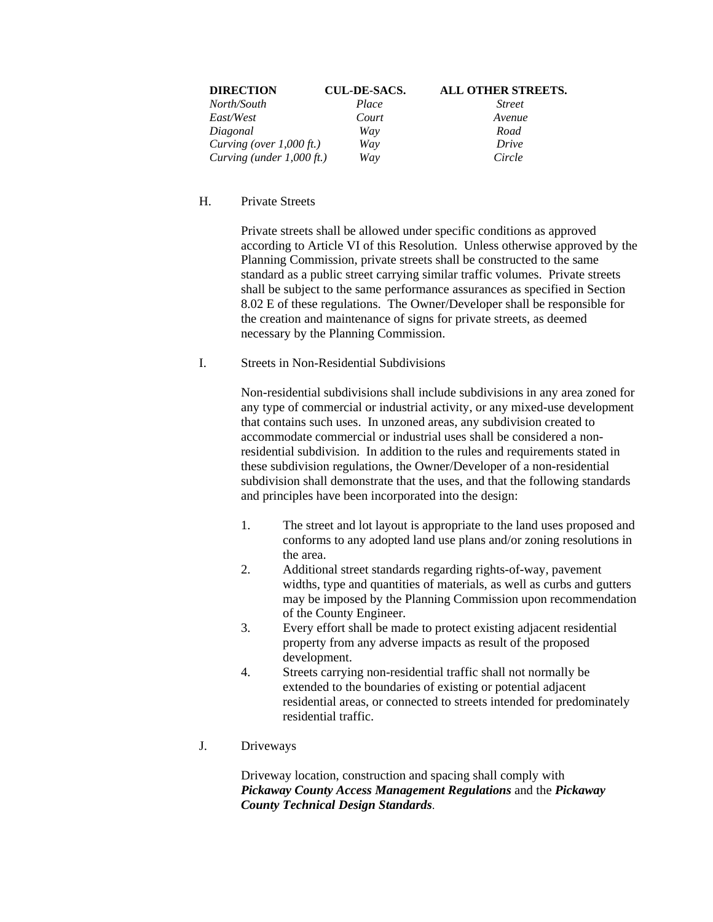| DIRECTION | CUL-DE-SACS. | ALL OTHER STREETS. |
|---|---|---|
| *North/South* | *Place* | *Street* |
| *East/West* | *Court* | *Avenue* |
| *Diagonal* | *Way* | *Road* |
| *Curving (over 1,000 ft.)* | *Way* | *Drive* |
| *Curving (under 1,000 ft.)* | *Way* | *Circle* |

H. Private Streets

Private streets shall be allowed under specific conditions as approved according to Article VI of this Resolution. Unless otherwise approved by the Planning Commission, private streets shall be constructed to the same standard as a public street carrying similar traffic volumes. Private streets shall be subject to the same performance assurances as specified in Section 8.02 E of these regulations. The Owner/Developer shall be responsible for the creation and maintenance of signs for private streets, as deemed necessary by the Planning Commission.

I. Streets in Non-Residential Subdivisions

Non-residential subdivisions shall include subdivisions in any area zoned for any type of commercial or industrial activity, or any mixed-use development that contains such uses. In unzoned areas, any subdivision created to accommodate commercial or industrial uses shall be considered a non-residential subdivision. In addition to the rules and requirements stated in these subdivision regulations, the Owner/Developer of a non-residential subdivision shall demonstrate that the uses, and that the following standards and principles have been incorporated into the design:

1. The street and lot layout is appropriate to the land uses proposed and conforms to any adopted land use plans and/or zoning resolutions in the area.
2. Additional street standards regarding rights-of-way, pavement widths, type and quantities of materials, as well as curbs and gutters may be imposed by the Planning Commission upon recommendation of the County Engineer.
3. Every effort shall be made to protect existing adjacent residential property from any adverse impacts as result of the proposed development.
4. Streets carrying non-residential traffic shall not normally be extended to the boundaries of existing or potential adjacent residential areas, or connected to streets intended for predominately residential traffic.

J. Driveways

Driveway location, construction and spacing shall comply with ***Pickaway County Access Management Regulations*** and the ***Pickaway County Technical Design Standards***.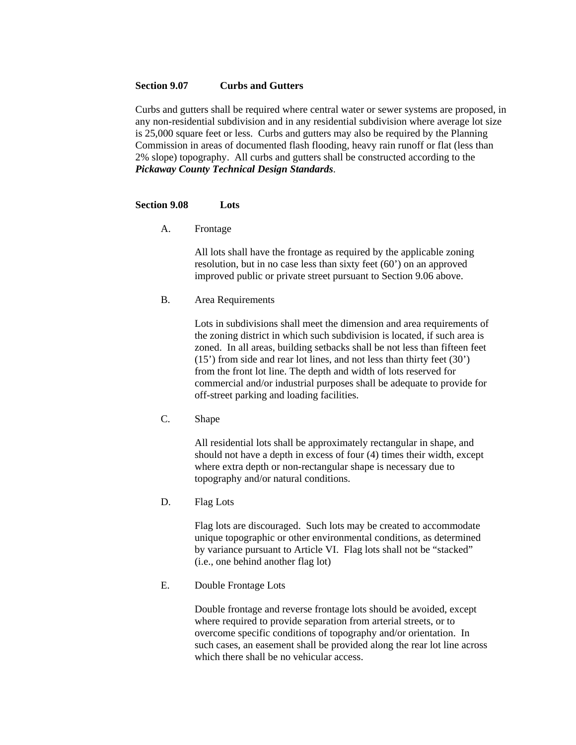### Section 9.07 Curbs and Gutters

Curbs and gutters shall be required where central water or sewer systems are proposed, in any non-residential subdivision and in any residential subdivision where average lot size is 25,000 square feet or less. Curbs and gutters may also be required by the Planning Commission in areas of documented flash flooding, heavy rain runoff or flat (less than 2% slope) topography. All curbs and gutters shall be constructed according to the ***Pickaway County Technical Design Standards***.

### Section 9.08 Lots

A. Frontage

All lots shall have the frontage as required by the applicable zoning resolution, but in no case less than sixty feet (60') on an approved improved public or private street pursuant to Section 9.06 above.

B. Area Requirements

Lots in subdivisions shall meet the dimension and area requirements of the zoning district in which such subdivision is located, if such area is zoned. In all areas, building setbacks shall be not less than fifteen feet (15') from side and rear lot lines, and not less than thirty feet (30') from the front lot line. The depth and width of lots reserved for commercial and/or industrial purposes shall be adequate to provide for off-street parking and loading facilities.

C. Shape

All residential lots shall be approximately rectangular in shape, and should not have a depth in excess of four (4) times their width, except where extra depth or non-rectangular shape is necessary due to topography and/or natural conditions.

D. Flag Lots

Flag lots are discouraged. Such lots may be created to accommodate unique topographic or other environmental conditions, as determined by variance pursuant to Article VI. Flag lots shall not be "stacked" (i.e., one behind another flag lot)

E. Double Frontage Lots

Double frontage and reverse frontage lots should be avoided, except where required to provide separation from arterial streets, or to overcome specific conditions of topography and/or orientation. In such cases, an easement shall be provided along the rear lot line across which there shall be no vehicular access.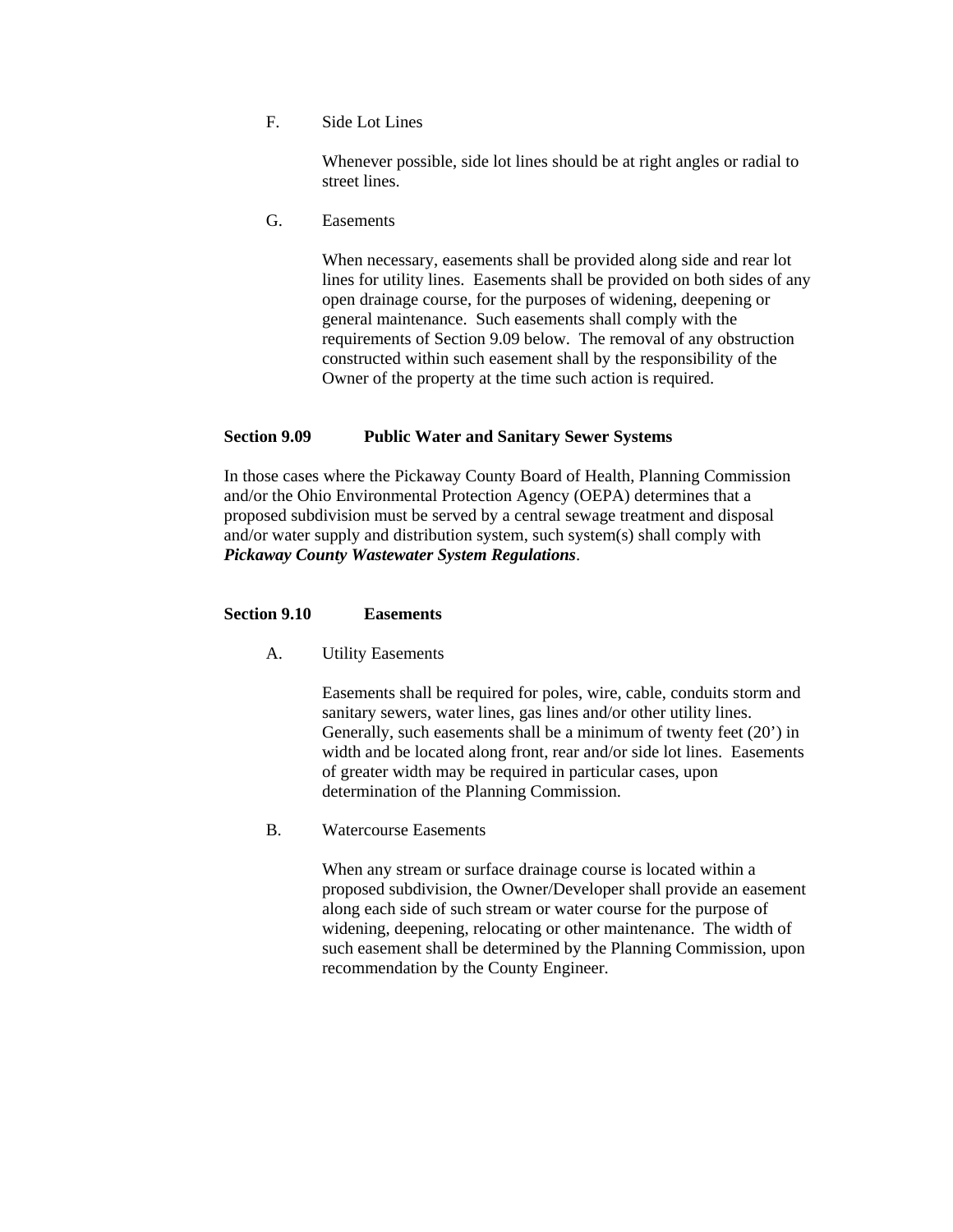F. Side Lot Lines

Whenever possible, side lot lines should be at right angles or radial to street lines.

G. Easements

When necessary, easements shall be provided along side and rear lot lines for utility lines. Easements shall be provided on both sides of any open drainage course, for the purposes of widening, deepening or general maintenance. Such easements shall comply with the requirements of Section 9.09 below. The removal of any obstruction constructed within such easement shall by the responsibility of the Owner of the property at the time such action is required.

## Section 9.09 Public Water and Sanitary Sewer Systems

In those cases where the Pickaway County Board of Health, Planning Commission and/or the Ohio Environmental Protection Agency (OEPA) determines that a proposed subdivision must be served by a central sewage treatment and disposal and/or water supply and distribution system, such system(s) shall comply with ***Pickaway County Wastewater System Regulations***.

## Section 9.10 Easements

A. Utility Easements

Easements shall be required for poles, wire, cable, conduits storm and sanitary sewers, water lines, gas lines and/or other utility lines. Generally, such easements shall be a minimum of twenty feet (20') in width and be located along front, rear and/or side lot lines. Easements of greater width may be required in particular cases, upon determination of the Planning Commission.

B. Watercourse Easements

When any stream or surface drainage course is located within a proposed subdivision, the Owner/Developer shall provide an easement along each side of such stream or water course for the purpose of widening, deepening, relocating or other maintenance. The width of such easement shall be determined by the Planning Commission, upon recommendation by the County Engineer.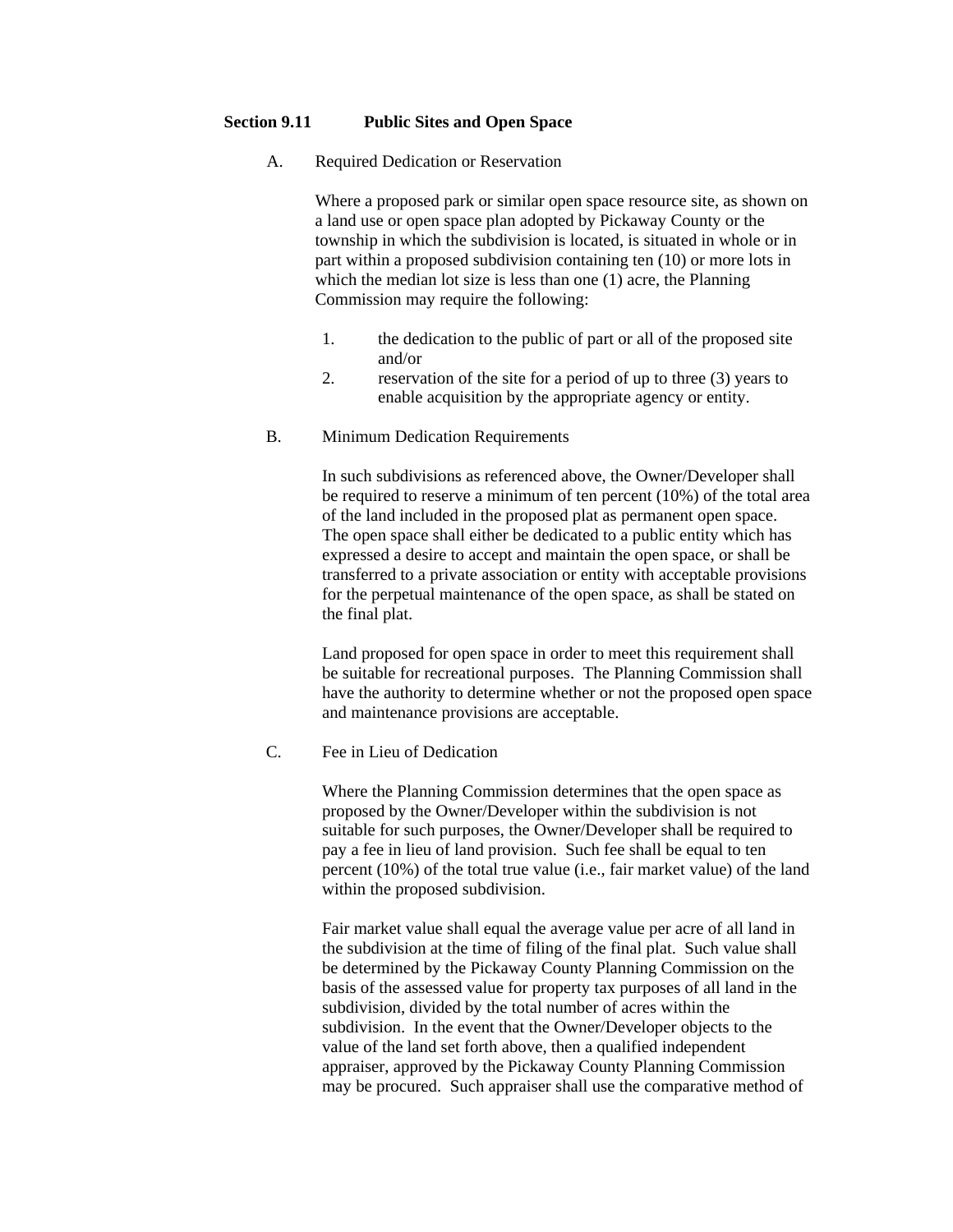## Section 9.11 Public Sites and Open Space

A. Required Dedication or Reservation

Where a proposed park or similar open space resource site, as shown on a land use or open space plan adopted by Pickaway County or the township in which the subdivision is located, is situated in whole or in part within a proposed subdivision containing ten (10) or more lots in which the median lot size is less than one (1) acre, the Planning Commission may require the following:

1. the dedication to the public of part or all of the proposed site and/or
2. reservation of the site for a period of up to three (3) years to enable acquisition by the appropriate agency or entity.

B. Minimum Dedication Requirements

In such subdivisions as referenced above, the Owner/Developer shall be required to reserve a minimum of ten percent (10%) of the total area of the land included in the proposed plat as permanent open space. The open space shall either be dedicated to a public entity which has expressed a desire to accept and maintain the open space, or shall be transferred to a private association or entity with acceptable provisions for the perpetual maintenance of the open space, as shall be stated on the final plat.

Land proposed for open space in order to meet this requirement shall be suitable for recreational purposes. The Planning Commission shall have the authority to determine whether or not the proposed open space and maintenance provisions are acceptable.

C. Fee in Lieu of Dedication

Where the Planning Commission determines that the open space as proposed by the Owner/Developer within the subdivision is not suitable for such purposes, the Owner/Developer shall be required to pay a fee in lieu of land provision. Such fee shall be equal to ten percent (10%) of the total true value (i.e., fair market value) of the land within the proposed subdivision.

Fair market value shall equal the average value per acre of all land in the subdivision at the time of filing of the final plat. Such value shall be determined by the Pickaway County Planning Commission on the basis of the assessed value for property tax purposes of all land in the subdivision, divided by the total number of acres within the subdivision. In the event that the Owner/Developer objects to the value of the land set forth above, then a qualified independent appraiser, approved by the Pickaway County Planning Commission may be procured. Such appraiser shall use the comparative method of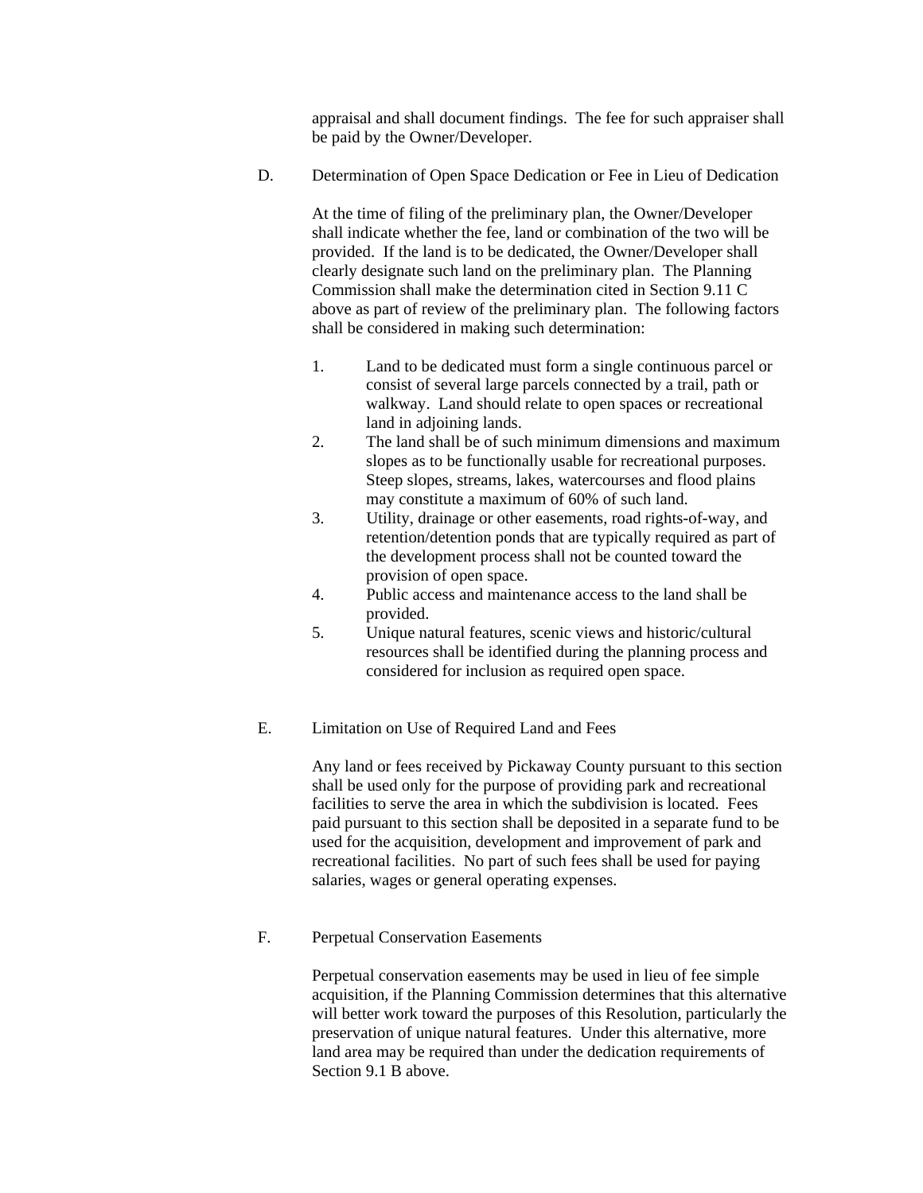appraisal and shall document findings. The fee for such appraiser shall be paid by the Owner/Developer.

D. Determination of Open Space Dedication or Fee in Lieu of Dedication

At the time of filing of the preliminary plan, the Owner/Developer shall indicate whether the fee, land or combination of the two will be provided. If the land is to be dedicated, the Owner/Developer shall clearly designate such land on the preliminary plan. The Planning Commission shall make the determination cited in Section 9.11 C above as part of review of the preliminary plan. The following factors shall be considered in making such determination:

1. Land to be dedicated must form a single continuous parcel or consist of several large parcels connected by a trail, path or walkway. Land should relate to open spaces or recreational land in adjoining lands.
2. The land shall be of such minimum dimensions and maximum slopes as to be functionally usable for recreational purposes. Steep slopes, streams, lakes, watercourses and flood plains may constitute a maximum of 60% of such land.
3. Utility, drainage or other easements, road rights-of-way, and retention/detention ponds that are typically required as part of the development process shall not be counted toward the provision of open space.
4. Public access and maintenance access to the land shall be provided.
5. Unique natural features, scenic views and historic/cultural resources shall be identified during the planning process and considered for inclusion as required open space.

E. Limitation on Use of Required Land and Fees

Any land or fees received by Pickaway County pursuant to this section shall be used only for the purpose of providing park and recreational facilities to serve the area in which the subdivision is located. Fees paid pursuant to this section shall be deposited in a separate fund to be used for the acquisition, development and improvement of park and recreational facilities. No part of such fees shall be used for paying salaries, wages or general operating expenses.

F. Perpetual Conservation Easements

Perpetual conservation easements may be used in lieu of fee simple acquisition, if the Planning Commission determines that this alternative will better work toward the purposes of this Resolution, particularly the preservation of unique natural features. Under this alternative, more land area may be required than under the dedication requirements of Section 9.1 B above.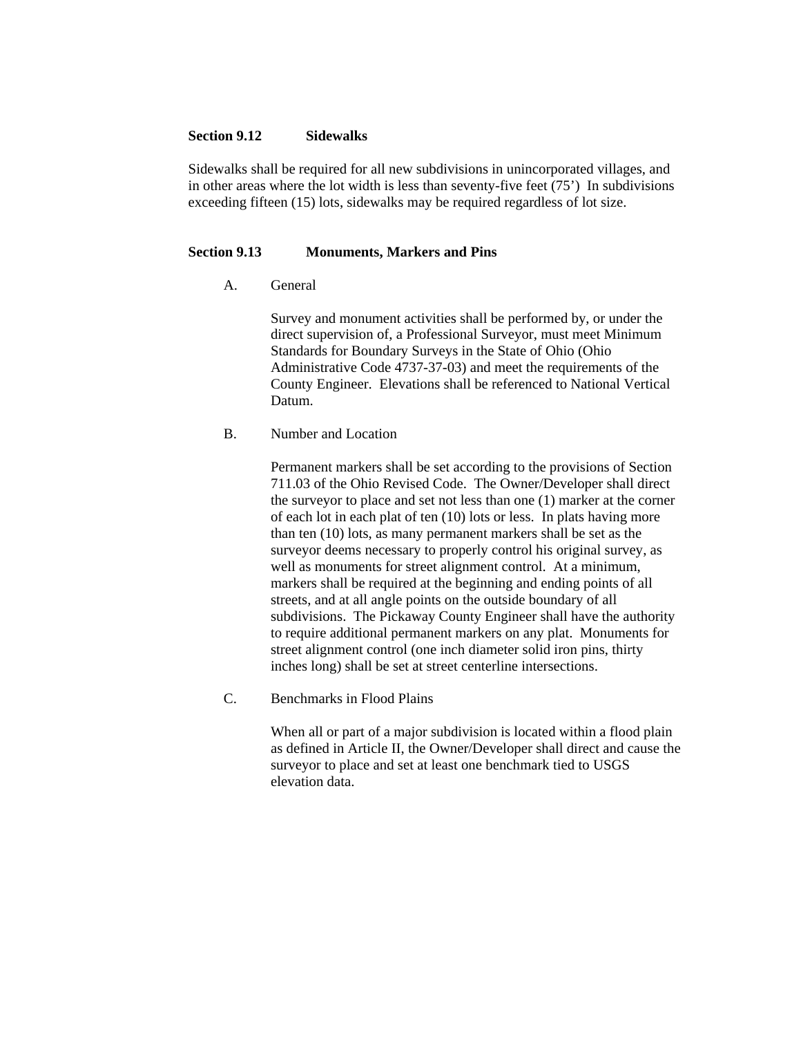## Section 9.12 Sidewalks

Sidewalks shall be required for all new subdivisions in unincorporated villages, and in other areas where the lot width is less than seventy-five feet (75') In subdivisions exceeding fifteen (15) lots, sidewalks may be required regardless of lot size.

## Section 9.13 Monuments, Markers and Pins

A. General

Survey and monument activities shall be performed by, or under the direct supervision of, a Professional Surveyor, must meet Minimum Standards for Boundary Surveys in the State of Ohio (Ohio Administrative Code 4737-37-03) and meet the requirements of the County Engineer. Elevations shall be referenced to National Vertical Datum.

B. Number and Location

Permanent markers shall be set according to the provisions of Section 711.03 of the Ohio Revised Code. The Owner/Developer shall direct the surveyor to place and set not less than one (1) marker at the corner of each lot in each plat of ten (10) lots or less. In plats having more than ten (10) lots, as many permanent markers shall be set as the surveyor deems necessary to properly control his original survey, as well as monuments for street alignment control. At a minimum, markers shall be required at the beginning and ending points of all streets, and at all angle points on the outside boundary of all subdivisions. The Pickaway County Engineer shall have the authority to require additional permanent markers on any plat. Monuments for street alignment control (one inch diameter solid iron pins, thirty inches long) shall be set at street centerline intersections.

C. Benchmarks in Flood Plains

When all or part of a major subdivision is located within a flood plain as defined in Article II, the Owner/Developer shall direct and cause the surveyor to place and set at least one benchmark tied to USGS elevation data.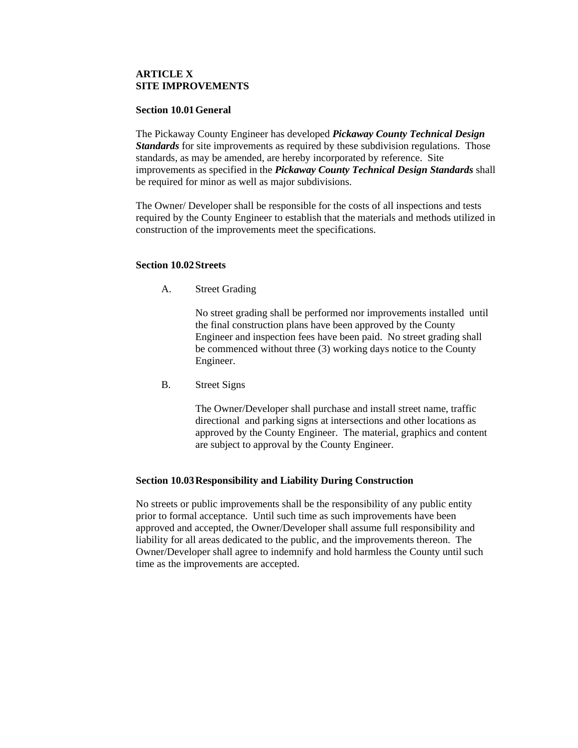# ARTICLE X
# SITE IMPROVEMENTS

## Section 10.01 General

The Pickaway County Engineer has developed ***Pickaway County Technical Design Standards*** for site improvements as required by these subdivision regulations. Those standards, as may be amended, are hereby incorporated by reference. Site improvements as specified in the ***Pickaway County Technical Design Standards*** shall be required for minor as well as major subdivisions.

The Owner/ Developer shall be responsible for the costs of all inspections and tests required by the County Engineer to establish that the materials and methods utilized in construction of the improvements meet the specifications.

## Section 10.02 Streets

A. Street Grading

No street grading shall be performed nor improvements installed until the final construction plans have been approved by the County Engineer and inspection fees have been paid. No street grading shall be commenced without three (3) working days notice to the County Engineer.

B. Street Signs

The Owner/Developer shall purchase and install street name, traffic directional and parking signs at intersections and other locations as approved by the County Engineer. The material, graphics and content are subject to approval by the County Engineer.

## Section 10.03 Responsibility and Liability During Construction

No streets or public improvements shall be the responsibility of any public entity prior to formal acceptance. Until such time as such improvements have been approved and accepted, the Owner/Developer shall assume full responsibility and liability for all areas dedicated to the public, and the improvements thereon. The Owner/Developer shall agree to indemnify and hold harmless the County until such time as the improvements are accepted.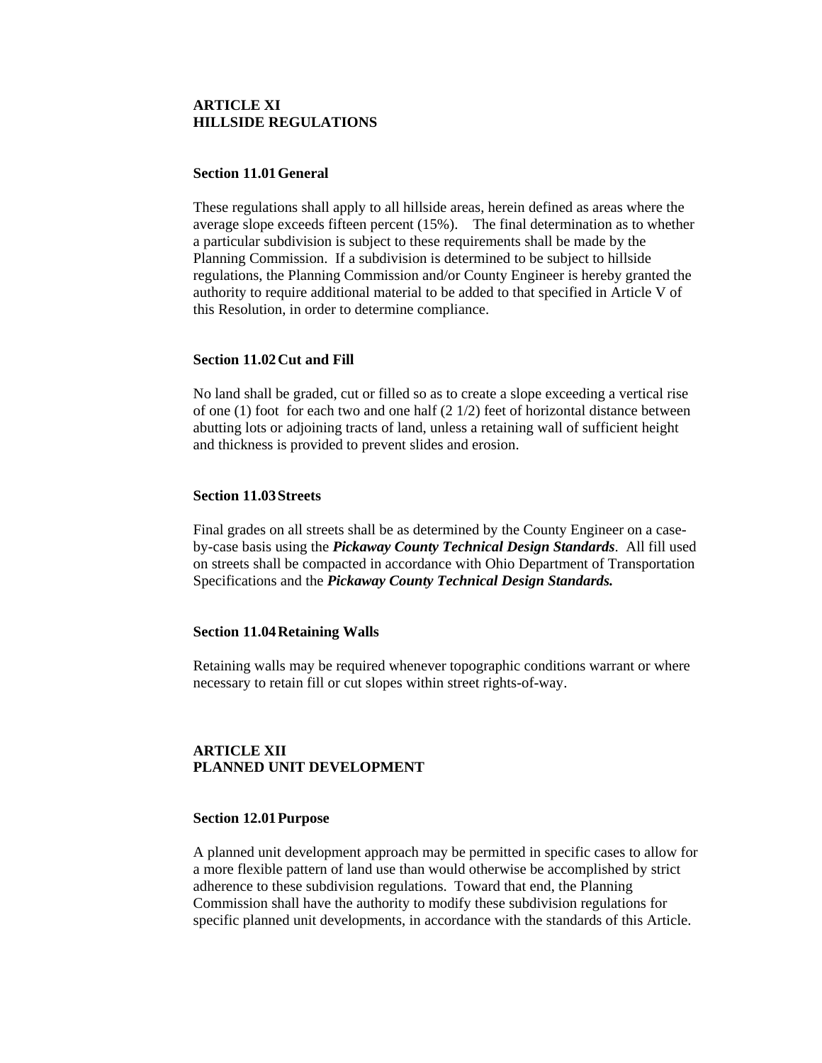## ARTICLE XI
## HILLSIDE REGULATIONS

### Section 11.01 General

These regulations shall apply to all hillside areas, herein defined as areas where the average slope exceeds fifteen percent (15%). The final determination as to whether a particular subdivision is subject to these requirements shall be made by the Planning Commission. If a subdivision is determined to be subject to hillside regulations, the Planning Commission and/or County Engineer is hereby granted the authority to require additional material to be added to that specified in Article V of this Resolution, in order to determine compliance.

### Section 11.02 Cut and Fill

No land shall be graded, cut or filled so as to create a slope exceeding a vertical rise of one (1) foot for each two and one half (2 1/2) feet of horizontal distance between abutting lots or adjoining tracts of land, unless a retaining wall of sufficient height and thickness is provided to prevent slides and erosion.

### Section 11.03 Streets

Final grades on all streets shall be as determined by the County Engineer on a case-by-case basis using the ***Pickaway County Technical Design Standards***. All fill used on streets shall be compacted in accordance with Ohio Department of Transportation Specifications and the ***Pickaway County Technical Design Standards.***

### Section 11.04 Retaining Walls

Retaining walls may be required whenever topographic conditions warrant or where necessary to retain fill or cut slopes within street rights-of-way.

## ARTICLE XII
## PLANNED UNIT DEVELOPMENT

### Section 12.01 Purpose

A planned unit development approach may be permitted in specific cases to allow for a more flexible pattern of land use than would otherwise be accomplished by strict adherence to these subdivision regulations. Toward that end, the Planning Commission shall have the authority to modify these subdivision regulations for specific planned unit developments, in accordance with the standards of this Article.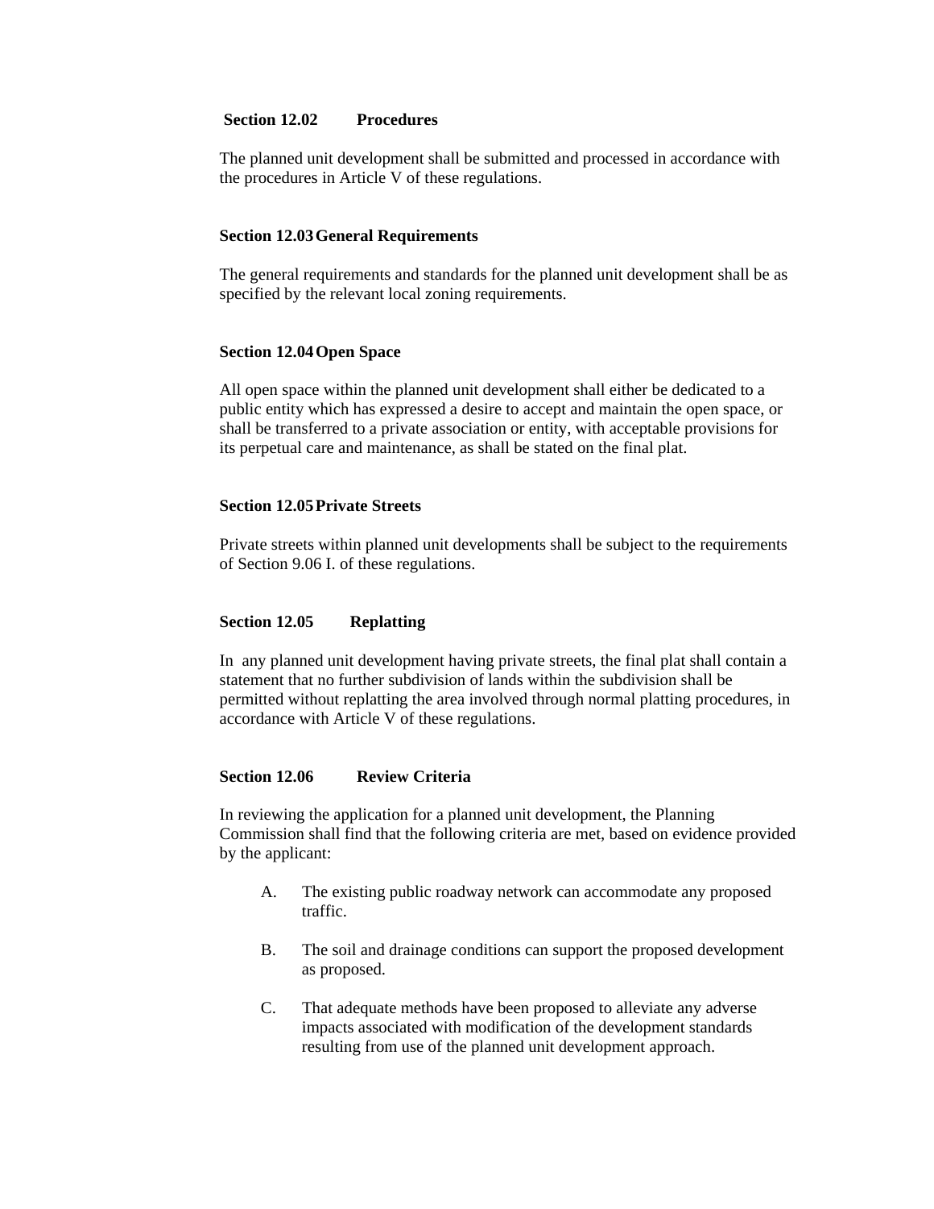### Section 12.02 Procedures

The planned unit development shall be submitted and processed in accordance with the procedures in Article V of these regulations.

### Section 12.03 General Requirements

The general requirements and standards for the planned unit development shall be as specified by the relevant local zoning requirements.

### Section 12.04 Open Space

All open space within the planned unit development shall either be dedicated to a public entity which has expressed a desire to accept and maintain the open space, or shall be transferred to a private association or entity, with acceptable provisions for its perpetual care and maintenance, as shall be stated on the final plat.

### Section 12.05 Private Streets

Private streets within planned unit developments shall be subject to the requirements of Section 9.06 I. of these regulations.

### Section 12.05 Replatting

In any planned unit development having private streets, the final plat shall contain a statement that no further subdivision of lands within the subdivision shall be permitted without replatting the area involved through normal platting procedures, in accordance with Article V of these regulations.

### Section 12.06 Review Criteria

In reviewing the application for a planned unit development, the Planning Commission shall find that the following criteria are met, based on evidence provided by the applicant:

A. The existing public roadway network can accommodate any proposed traffic.

B. The soil and drainage conditions can support the proposed development as proposed.

C. That adequate methods have been proposed to alleviate any adverse impacts associated with modification of the development standards resulting from use of the planned unit development approach.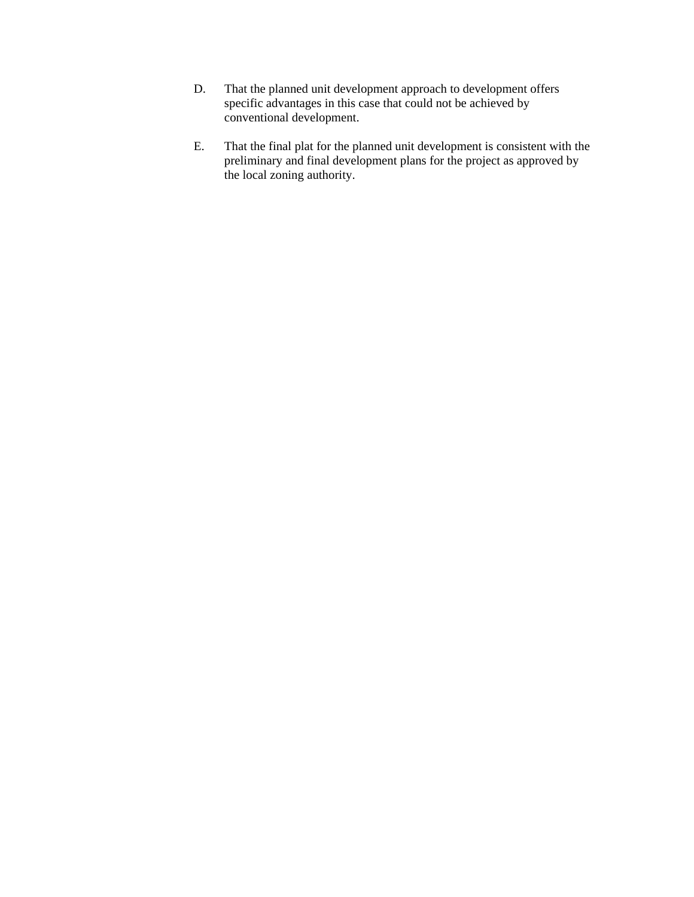D. That the planned unit development approach to development offers specific advantages in this case that could not be achieved by conventional development.

E. That the final plat for the planned unit development is consistent with the preliminary and final development plans for the project as approved by the local zoning authority.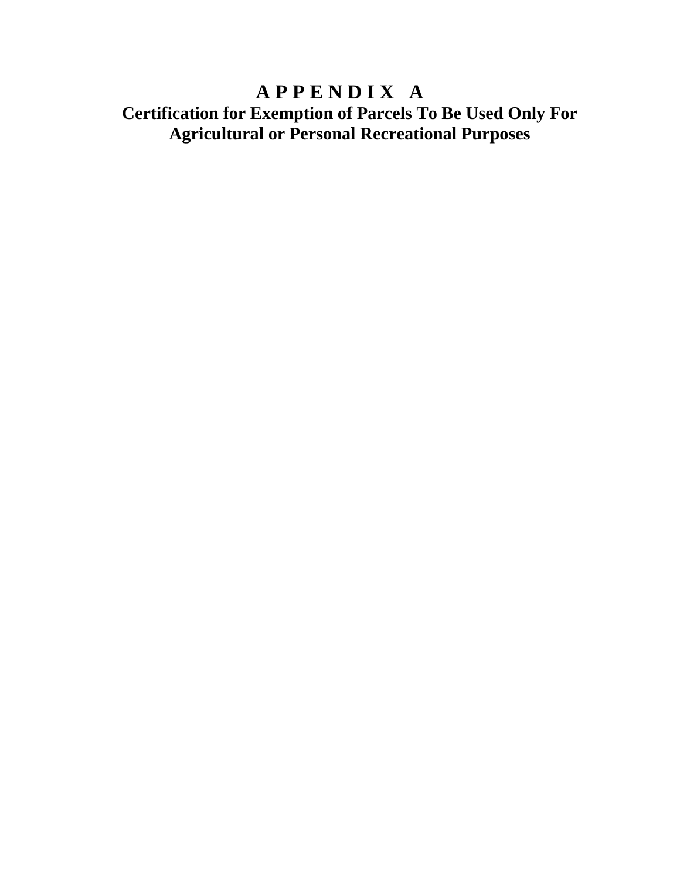# A P P E N D I X  A

## Certification for Exemption of Parcels To Be Used Only For Agricultural or Personal Recreational Purposes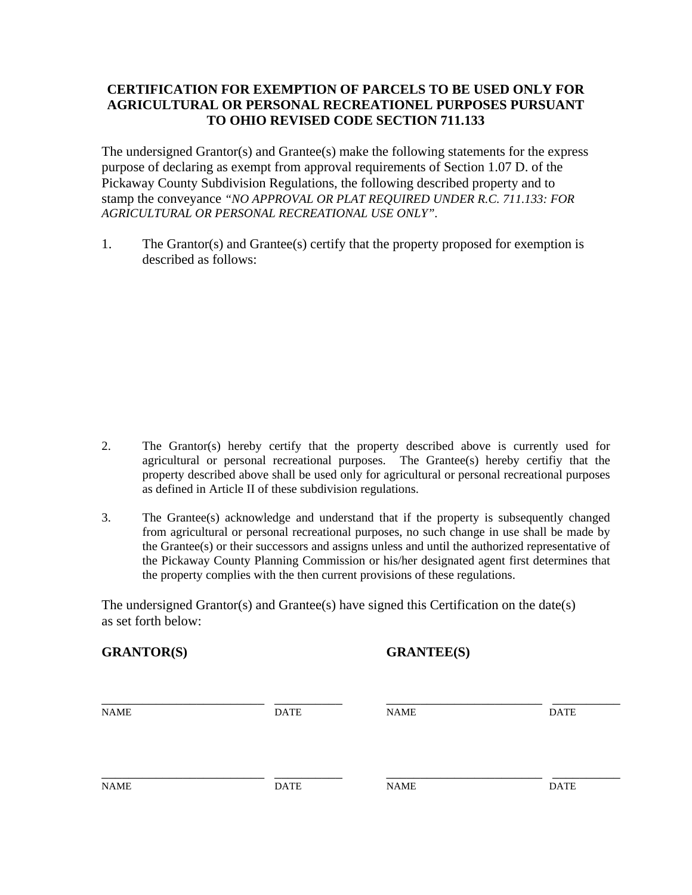# CERTIFICATION FOR EXEMPTION OF PARCELS TO BE USED ONLY FOR AGRICULTURAL OR PERSONAL RECREATIONEL PURPOSES PURSUANT TO OHIO REVISED CODE SECTION 711.133

The undersigned Grantor(s) and Grantee(s) make the following statements for the express purpose of declaring as exempt from approval requirements of Section 1.07 D. of the Pickaway County Subdivision Regulations, the following described property and to stamp the conveyance *"NO APPROVAL OR PLAT REQUIRED UNDER R.C. 711.133: FOR AGRICULTURAL OR PERSONAL RECREATIONAL USE ONLY"*.

1. The Grantor(s) and Grantee(s) certify that the property proposed for exemption is described as follows:

2. The Grantor(s) hereby certify that the property described above is currently used for agricultural or personal recreational purposes. The Grantee(s) hereby certifiy that the property described above shall be used only for agricultural or personal recreational purposes as defined in Article II of these subdivision regulations.

3. The Grantee(s) acknowledge and understand that if the property is subsequently changed from agricultural or personal recreational purposes, no such change in use shall be made by the Grantee(s) or their successors and assigns unless and until the authorized representative of the Pickaway County Planning Commission or his/her designated agent first determines that the property complies with the then current provisions of these regulations.

The undersigned Grantor(s) and Grantee(s) have signed this Certification on the date(s) as set forth below:

| **GRANTOR(S)** | | **GRANTEE(S)** | |
|---|---|---|---|
| ___________________________ | ___________ | ___________________________ | ___________ |
| NAME | DATE | NAME | DATE |
| ___________________________ | ___________ | ___________________________ | ___________ |
| NAME | DATE | NAME | DATE |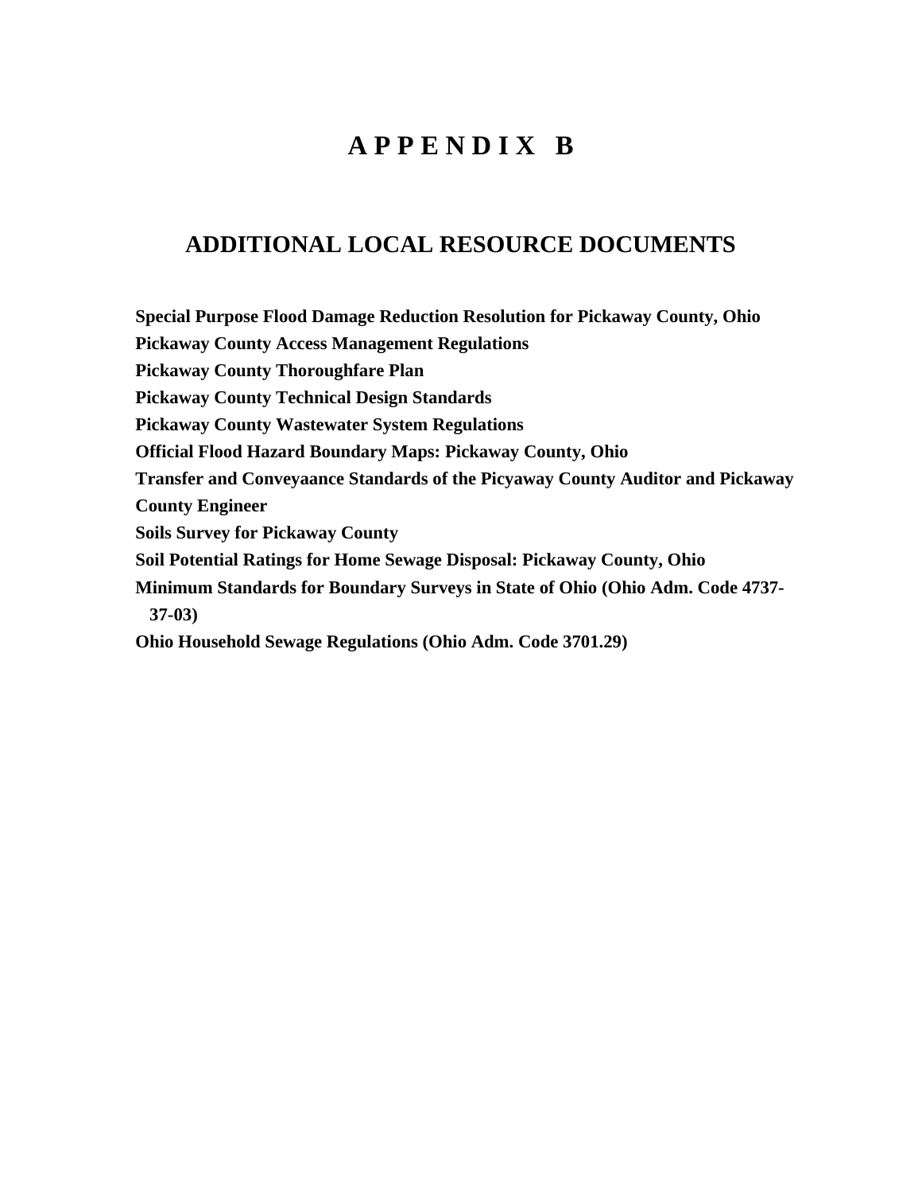# A P P E N D I X B

## ADDITIONAL LOCAL RESOURCE DOCUMENTS

**Special Purpose Flood Damage Reduction Resolution for Pickaway County, Ohio**

**Pickaway County Access Management Regulations**

**Pickaway County Thoroughfare Plan**

**Pickaway County Technical Design Standards**

**Pickaway County Wastewater System Regulations**

**Official Flood Hazard Boundary Maps: Pickaway County, Ohio**

**Transfer and Conveyaance Standards of the Picyaway County Auditor and Pickaway County Engineer**

**Soils Survey for Pickaway County**

**Soil Potential Ratings for Home Sewage Disposal: Pickaway County, Ohio**

**Minimum Standards for Boundary Surveys in State of Ohio (Ohio Adm. Code 4737-37-03)**

**Ohio Household Sewage Regulations (Ohio Adm. Code 3701.29)**